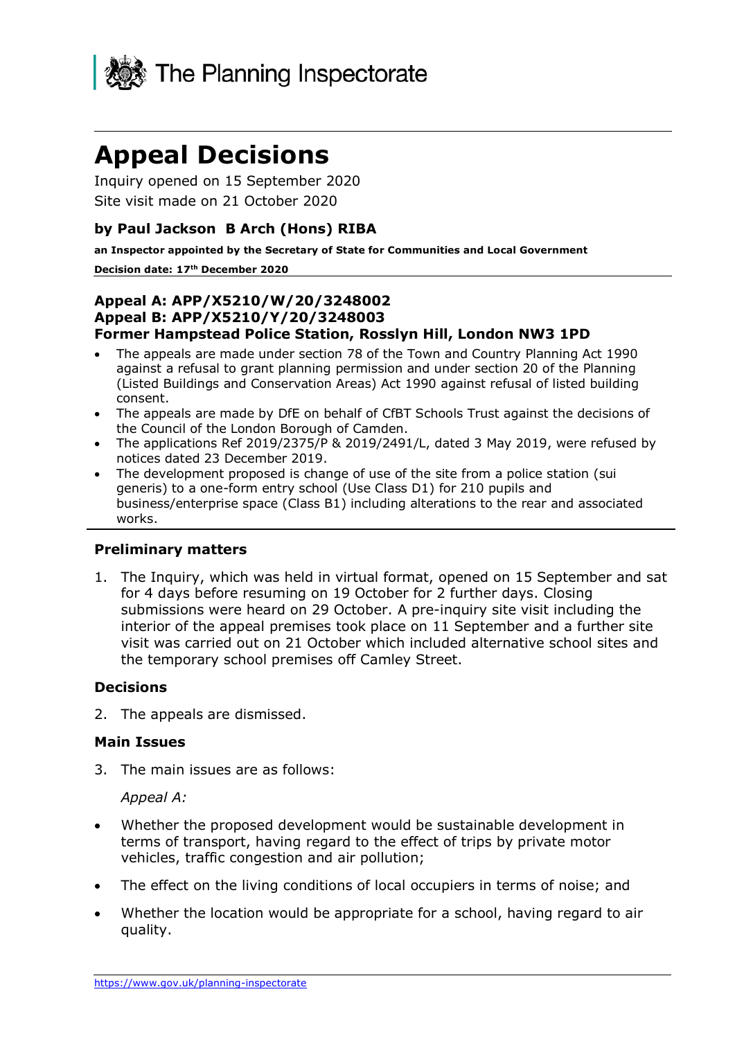The Planning Inspectorate

# Appeal Decisions

Inquiry opened on 15 September 2020

Site visit made on 21 October 2020

### by Paul Jackson B Arch (Hons) RIBA

**an Inspector appointed by the Secretary of State for Communities and Local Government**

**Decision date: 17th December 2020**

### Appeal A: APP/X5210/W/20/3248002
### Appeal B: APP/X5210/Y/20/3248003
### Former Hampstead Police Station, Rosslyn Hill, London NW3 1PD

- The appeals are made under section 78 of the Town and Country Planning Act 1990 against a refusal to grant planning permission and under section 20 of the Planning (Listed Buildings and Conservation Areas) Act 1990 against refusal of listed building consent.
- The appeals are made by DfE on behalf of CfBT Schools Trust against the decisions of the Council of the London Borough of Camden.
- The applications Ref 2019/2375/P & 2019/2491/L, dated 3 May 2019, were refused by notices dated 23 December 2019.
- The development proposed is change of use of the site from a police station (sui generis) to a one-form entry school (Use Class D1) for 210 pupils and business/enterprise space (Class B1) including alterations to the rear and associated works.

### Preliminary matters

1. The Inquiry, which was held in virtual format, opened on 15 September and sat for 4 days before resuming on 19 October for 2 further days. Closing submissions were heard on 29 October. A pre-inquiry site visit including the interior of the appeal premises took place on 11 September and a further site visit was carried out on 21 October which included alternative school sites and the temporary school premises off Camley Street.

### Decisions

2. The appeals are dismissed.

### Main Issues

3. The main issues are as follows:

   *Appeal A:*

- Whether the proposed development would be sustainable development in terms of transport, having regard to the effect of trips by private motor vehicles, traffic congestion and air pollution;
- The effect on the living conditions of local occupiers in terms of noise; and
- Whether the location would be appropriate for a school, having regard to air quality.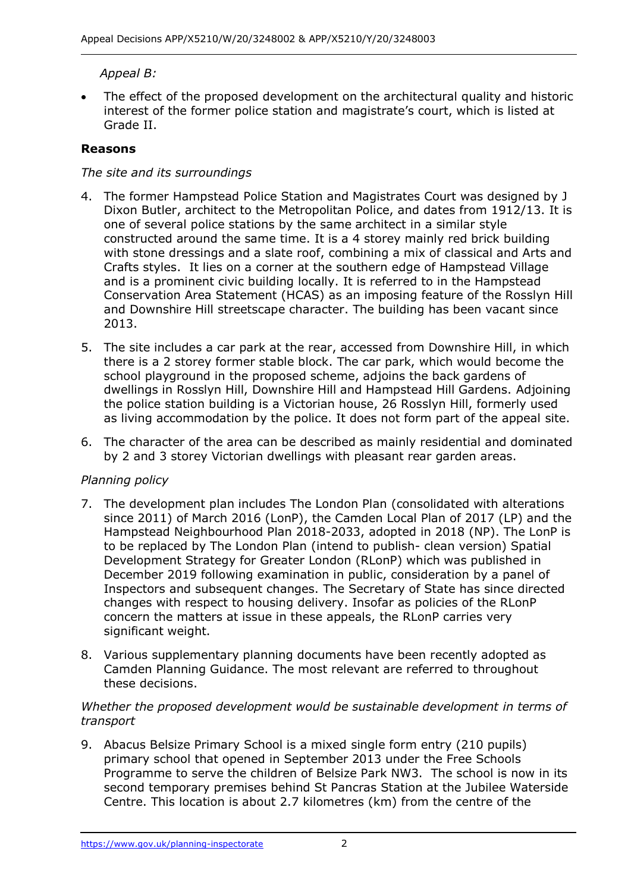*Appeal B:*

- The effect of the proposed development on the architectural quality and historic interest of the former police station and magistrate's court, which is listed at Grade II.

**Reasons**

*The site and its surroundings*

4. The former Hampstead Police Station and Magistrates Court was designed by J Dixon Butler, architect to the Metropolitan Police, and dates from 1912/13. It is one of several police stations by the same architect in a similar style constructed around the same time. It is a 4 storey mainly red brick building with stone dressings and a slate roof, combining a mix of classical and Arts and Crafts styles. It lies on a corner at the southern edge of Hampstead Village and is a prominent civic building locally. It is referred to in the Hampstead Conservation Area Statement (HCAS) as an imposing feature of the Rosslyn Hill and Downshire Hill streetscape character. The building has been vacant since 2013.

5. The site includes a car park at the rear, accessed from Downshire Hill, in which there is a 2 storey former stable block. The car park, which would become the school playground in the proposed scheme, adjoins the back gardens of dwellings in Rosslyn Hill, Downshire Hill and Hampstead Hill Gardens. Adjoining the police station building is a Victorian house, 26 Rosslyn Hill, formerly used as living accommodation by the police. It does not form part of the appeal site.

6. The character of the area can be described as mainly residential and dominated by 2 and 3 storey Victorian dwellings with pleasant rear garden areas.

*Planning policy*

7. The development plan includes The London Plan (consolidated with alterations since 2011) of March 2016 (LonP), the Camden Local Plan of 2017 (LP) and the Hampstead Neighbourhood Plan 2018-2033, adopted in 2018 (NP). The LonP is to be replaced by The London Plan (intend to publish- clean version) Spatial Development Strategy for Greater London (RLonP) which was published in December 2019 following examination in public, consideration by a panel of Inspectors and subsequent changes. The Secretary of State has since directed changes with respect to housing delivery. Insofar as policies of the RLonP concern the matters at issue in these appeals, the RLonP carries very significant weight.

8. Various supplementary planning documents have been recently adopted as Camden Planning Guidance. The most relevant are referred to throughout these decisions.

*Whether the proposed development would be sustainable development in terms of transport*

9. Abacus Belsize Primary School is a mixed single form entry (210 pupils) primary school that opened in September 2013 under the Free Schools Programme to serve the children of Belsize Park NW3. The school is now in its second temporary premises behind St Pancras Station at the Jubilee Waterside Centre. This location is about 2.7 kilometres (km) from the centre of the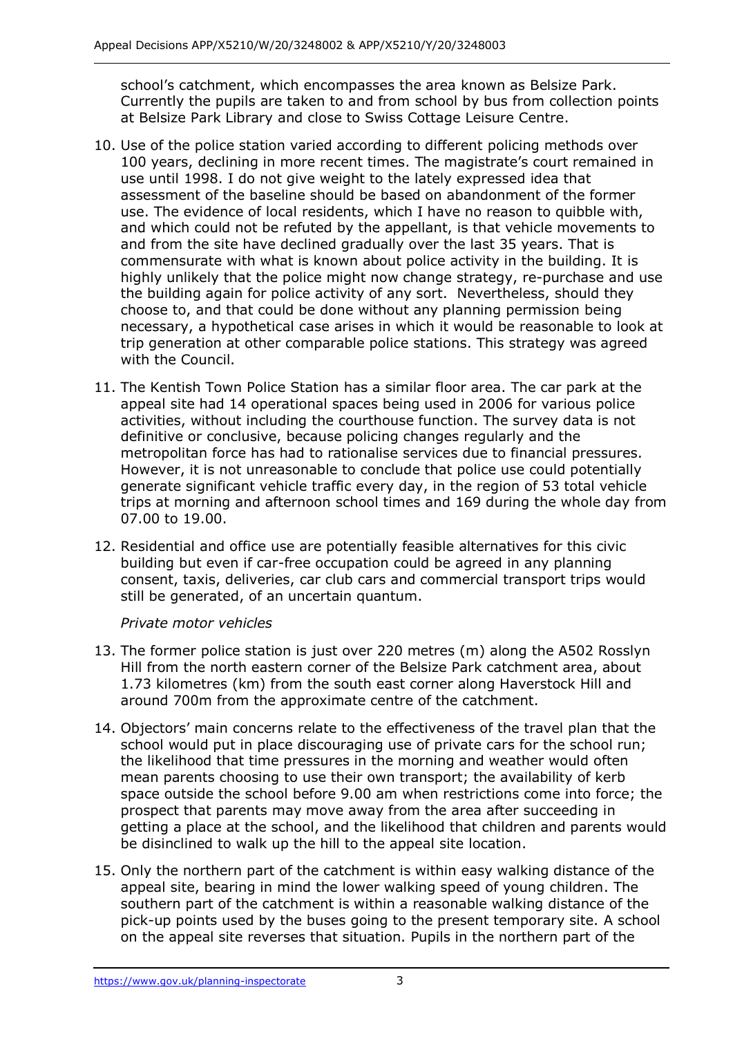school's catchment, which encompasses the area known as Belsize Park. Currently the pupils are taken to and from school by bus from collection points at Belsize Park Library and close to Swiss Cottage Leisure Centre.

10. Use of the police station varied according to different policing methods over 100 years, declining in more recent times. The magistrate's court remained in use until 1998. I do not give weight to the lately expressed idea that assessment of the baseline should be based on abandonment of the former use. The evidence of local residents, which I have no reason to quibble with, and which could not be refuted by the appellant, is that vehicle movements to and from the site have declined gradually over the last 35 years. That is commensurate with what is known about police activity in the building. It is highly unlikely that the police might now change strategy, re-purchase and use the building again for police activity of any sort. Nevertheless, should they choose to, and that could be done without any planning permission being necessary, a hypothetical case arises in which it would be reasonable to look at trip generation at other comparable police stations. This strategy was agreed with the Council.

11. The Kentish Town Police Station has a similar floor area. The car park at the appeal site had 14 operational spaces being used in 2006 for various police activities, without including the courthouse function. The survey data is not definitive or conclusive, because policing changes regularly and the metropolitan force has had to rationalise services due to financial pressures. However, it is not unreasonable to conclude that police use could potentially generate significant vehicle traffic every day, in the region of 53 total vehicle trips at morning and afternoon school times and 169 during the whole day from 07.00 to 19.00.

12. Residential and office use are potentially feasible alternatives for this civic building but even if car-free occupation could be agreed in any planning consent, taxis, deliveries, car club cars and commercial transport trips would still be generated, of an uncertain quantum.

*Private motor vehicles*

13. The former police station is just over 220 metres (m) along the A502 Rosslyn Hill from the north eastern corner of the Belsize Park catchment area, about 1.73 kilometres (km) from the south east corner along Haverstock Hill and around 700m from the approximate centre of the catchment.

14. Objectors' main concerns relate to the effectiveness of the travel plan that the school would put in place discouraging use of private cars for the school run; the likelihood that time pressures in the morning and weather would often mean parents choosing to use their own transport; the availability of kerb space outside the school before 9.00 am when restrictions come into force; the prospect that parents may move away from the area after succeeding in getting a place at the school, and the likelihood that children and parents would be disinclined to walk up the hill to the appeal site location.

15. Only the northern part of the catchment is within easy walking distance of the appeal site, bearing in mind the lower walking speed of young children. The southern part of the catchment is within a reasonable walking distance of the pick-up points used by the buses going to the present temporary site. A school on the appeal site reverses that situation. Pupils in the northern part of the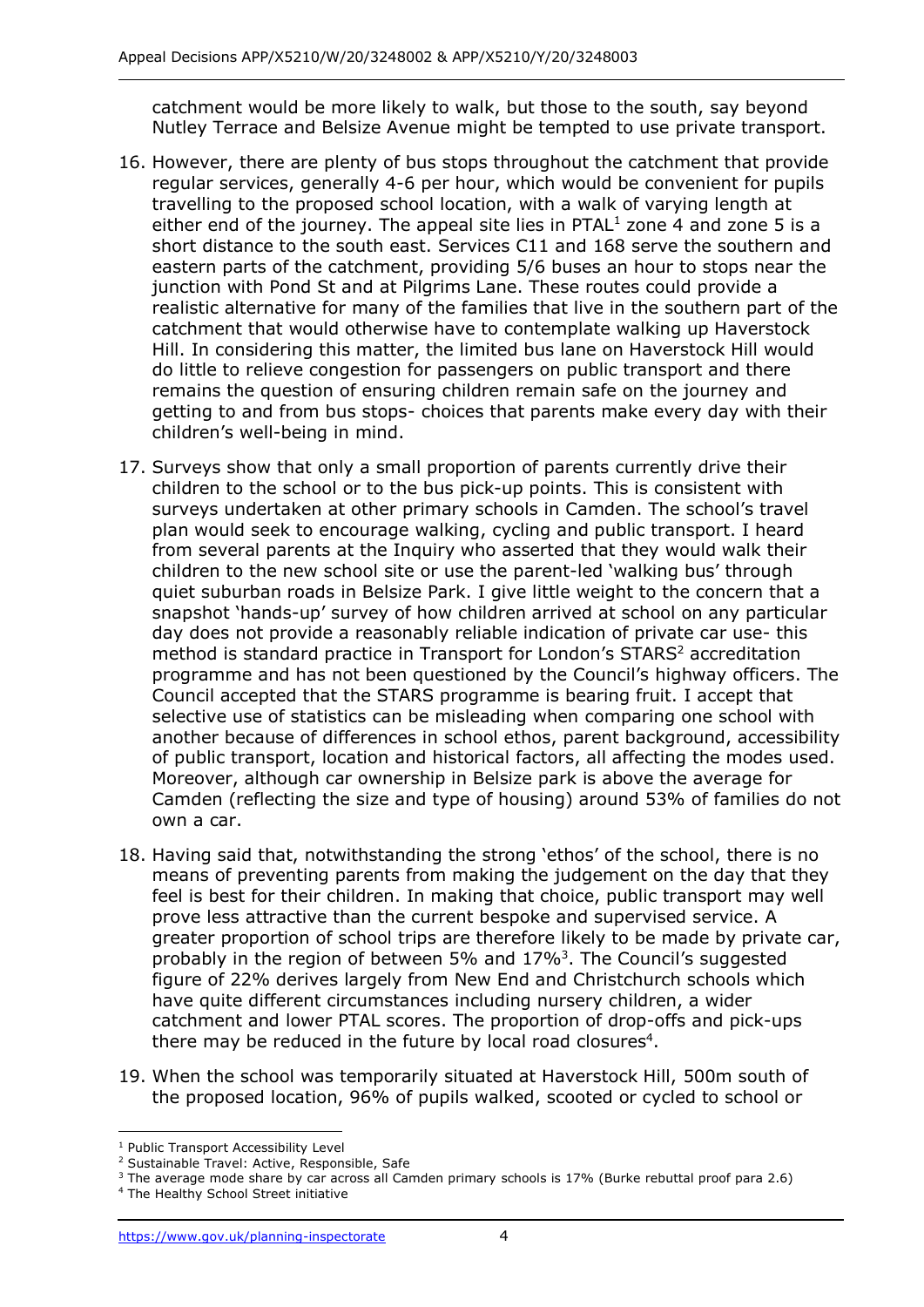catchment would be more likely to walk, but those to the south, say beyond Nutley Terrace and Belsize Avenue might be tempted to use private transport.

16. However, there are plenty of bus stops throughout the catchment that provide regular services, generally 4-6 per hour, which would be convenient for pupils travelling to the proposed school location, with a walk of varying length at either end of the journey. The appeal site lies in PTAL[1] zone 4 and zone 5 is a short distance to the south east. Services C11 and 168 serve the southern and eastern parts of the catchment, providing 5/6 buses an hour to stops near the junction with Pond St and at Pilgrims Lane. These routes could provide a realistic alternative for many of the families that live in the southern part of the catchment that would otherwise have to contemplate walking up Haverstock Hill. In considering this matter, the limited bus lane on Haverstock Hill would do little to relieve congestion for passengers on public transport and there remains the question of ensuring children remain safe on the journey and getting to and from bus stops- choices that parents make every day with their children's well-being in mind.

17. Surveys show that only a small proportion of parents currently drive their children to the school or to the bus pick-up points. This is consistent with surveys undertaken at other primary schools in Camden. The school's travel plan would seek to encourage walking, cycling and public transport. I heard from several parents at the Inquiry who asserted that they would walk their children to the new school site or use the parent-led 'walking bus' through quiet suburban roads in Belsize Park. I give little weight to the concern that a snapshot 'hands-up' survey of how children arrived at school on any particular day does not provide a reasonably reliable indication of private car use- this method is standard practice in Transport for London's STARS[2] accreditation programme and has not been questioned by the Council's highway officers. The Council accepted that the STARS programme is bearing fruit. I accept that selective use of statistics can be misleading when comparing one school with another because of differences in school ethos, parent background, accessibility of public transport, location and historical factors, all affecting the modes used. Moreover, although car ownership in Belsize park is above the average for Camden (reflecting the size and type of housing) around 53% of families do not own a car.

18. Having said that, notwithstanding the strong 'ethos' of the school, there is no means of preventing parents from making the judgement on the day that they feel is best for their children. In making that choice, public transport may well prove less attractive than the current bespoke and supervised service. A greater proportion of school trips are therefore likely to be made by private car, probably in the region of between 5% and 17%[3]. The Council's suggested figure of 22% derives largely from New End and Christchurch schools which have quite different circumstances including nursery children, a wider catchment and lower PTAL scores. The proportion of drop-offs and pick-ups there may be reduced in the future by local road closures[4].

19. When the school was temporarily situated at Haverstock Hill, 500m south of the proposed location, 96% of pupils walked, scooted or cycled to school or

---

[1] Public Transport Accessibility Level

[2] Sustainable Travel: Active, Responsible, Safe

[3] The average mode share by car across all Camden primary schools is 17% (Burke rebuttal proof para 2.6)

[4] The Healthy School Street initiative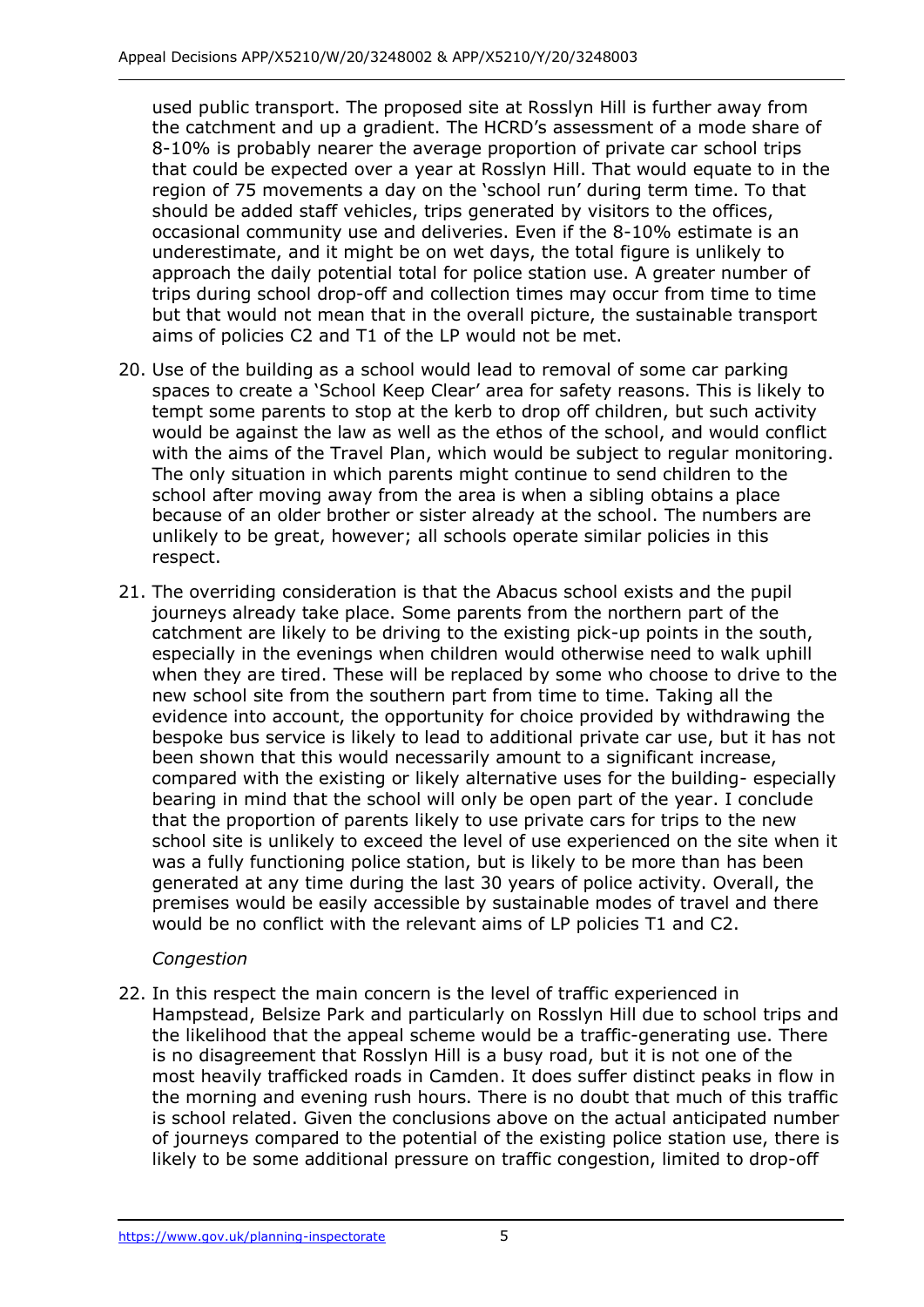used public transport. The proposed site at Rosslyn Hill is further away from the catchment and up a gradient. The HCRD's assessment of a mode share of 8-10% is probably nearer the average proportion of private car school trips that could be expected over a year at Rosslyn Hill. That would equate to in the region of 75 movements a day on the 'school run' during term time. To that should be added staff vehicles, trips generated by visitors to the offices, occasional community use and deliveries. Even if the 8-10% estimate is an underestimate, and it might be on wet days, the total figure is unlikely to approach the daily potential total for police station use. A greater number of trips during school drop-off and collection times may occur from time to time but that would not mean that in the overall picture, the sustainable transport aims of policies C2 and T1 of the LP would not be met.

20. Use of the building as a school would lead to removal of some car parking spaces to create a 'School Keep Clear' area for safety reasons. This is likely to tempt some parents to stop at the kerb to drop off children, but such activity would be against the law as well as the ethos of the school, and would conflict with the aims of the Travel Plan, which would be subject to regular monitoring. The only situation in which parents might continue to send children to the school after moving away from the area is when a sibling obtains a place because of an older brother or sister already at the school. The numbers are unlikely to be great, however; all schools operate similar policies in this respect.

21. The overriding consideration is that the Abacus school exists and the pupil journeys already take place. Some parents from the northern part of the catchment are likely to be driving to the existing pick-up points in the south, especially in the evenings when children would otherwise need to walk uphill when they are tired. These will be replaced by some who choose to drive to the new school site from the southern part from time to time. Taking all the evidence into account, the opportunity for choice provided by withdrawing the bespoke bus service is likely to lead to additional private car use, but it has not been shown that this would necessarily amount to a significant increase, compared with the existing or likely alternative uses for the building- especially bearing in mind that the school will only be open part of the year. I conclude that the proportion of parents likely to use private cars for trips to the new school site is unlikely to exceed the level of use experienced on the site when it was a fully functioning police station, but is likely to be more than has been generated at any time during the last 30 years of police activity. Overall, the premises would be easily accessible by sustainable modes of travel and there would be no conflict with the relevant aims of LP policies T1 and C2.

*Congestion*

22. In this respect the main concern is the level of traffic experienced in Hampstead, Belsize Park and particularly on Rosslyn Hill due to school trips and the likelihood that the appeal scheme would be a traffic-generating use. There is no disagreement that Rosslyn Hill is a busy road, but it is not one of the most heavily trafficked roads in Camden. It does suffer distinct peaks in flow in the morning and evening rush hours. There is no doubt that much of this traffic is school related. Given the conclusions above on the actual anticipated number of journeys compared to the potential of the existing police station use, there is likely to be some additional pressure on traffic congestion, limited to drop-off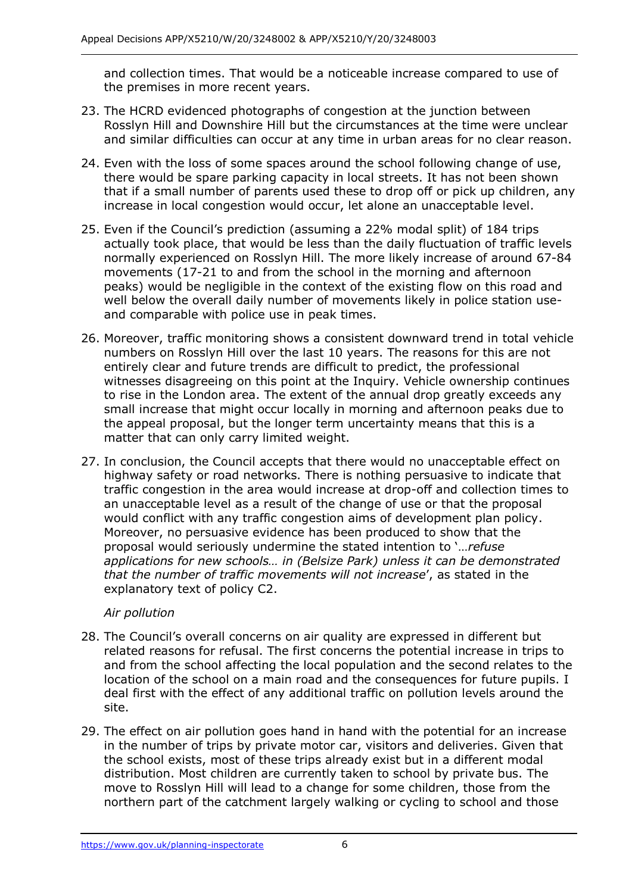and collection times. That would be a noticeable increase compared to use of the premises in more recent years.

23. The HCRD evidenced photographs of congestion at the junction between Rosslyn Hill and Downshire Hill but the circumstances at the time were unclear and similar difficulties can occur at any time in urban areas for no clear reason.

24. Even with the loss of some spaces around the school following change of use, there would be spare parking capacity in local streets. It has not been shown that if a small number of parents used these to drop off or pick up children, any increase in local congestion would occur, let alone an unacceptable level.

25. Even if the Council's prediction (assuming a 22% modal split) of 184 trips actually took place, that would be less than the daily fluctuation of traffic levels normally experienced on Rosslyn Hill. The more likely increase of around 67-84 movements (17-21 to and from the school in the morning and afternoon peaks) would be negligible in the context of the existing flow on this road and well below the overall daily number of movements likely in police station use- and comparable with police use in peak times.

26. Moreover, traffic monitoring shows a consistent downward trend in total vehicle numbers on Rosslyn Hill over the last 10 years. The reasons for this are not entirely clear and future trends are difficult to predict, the professional witnesses disagreeing on this point at the Inquiry. Vehicle ownership continues to rise in the London area. The extent of the annual drop greatly exceeds any small increase that might occur locally in morning and afternoon peaks due to the appeal proposal, but the longer term uncertainty means that this is a matter that can only carry limited weight.

27. In conclusion, the Council accepts that there would no unacceptable effect on highway safety or road networks. There is nothing persuasive to indicate that traffic congestion in the area would increase at drop-off and collection times to an unacceptable level as a result of the change of use or that the proposal would conflict with any traffic congestion aims of development plan policy. Moreover, no persuasive evidence has been produced to show that the proposal would seriously undermine the stated intention to '*…refuse applications for new schools… in (Belsize Park) unless it can be demonstrated that the number of traffic movements will not increase*', as stated in the explanatory text of policy C2.

*Air pollution*

28. The Council's overall concerns on air quality are expressed in different but related reasons for refusal. The first concerns the potential increase in trips to and from the school affecting the local population and the second relates to the location of the school on a main road and the consequences for future pupils. I deal first with the effect of any additional traffic on pollution levels around the site.

29. The effect on air pollution goes hand in hand with the potential for an increase in the number of trips by private motor car, visitors and deliveries. Given that the school exists, most of these trips already exist but in a different modal distribution. Most children are currently taken to school by private bus. The move to Rosslyn Hill will lead to a change for some children, those from the northern part of the catchment largely walking or cycling to school and those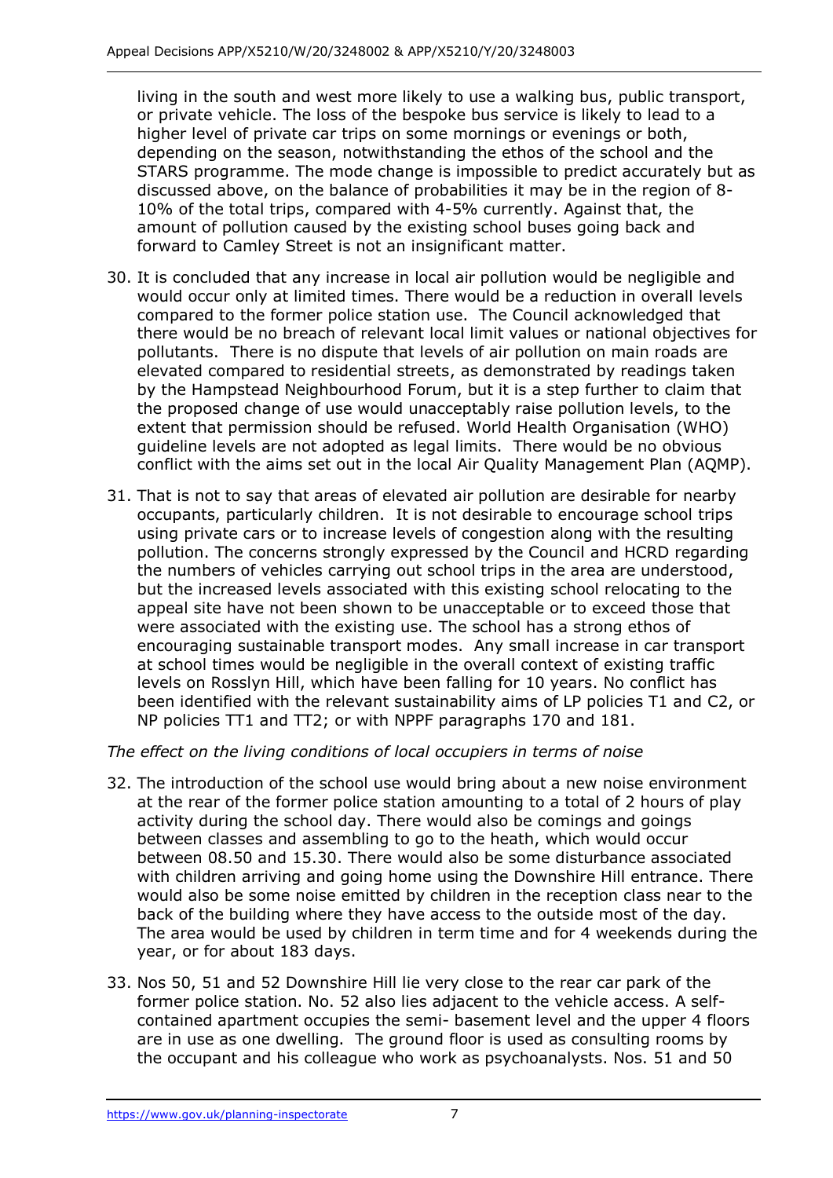living in the south and west more likely to use a walking bus, public transport, or private vehicle. The loss of the bespoke bus service is likely to lead to a higher level of private car trips on some mornings or evenings or both, depending on the season, notwithstanding the ethos of the school and the STARS programme. The mode change is impossible to predict accurately but as discussed above, on the balance of probabilities it may be in the region of 8-10% of the total trips, compared with 4-5% currently. Against that, the amount of pollution caused by the existing school buses going back and forward to Camley Street is not an insignificant matter.

30. It is concluded that any increase in local air pollution would be negligible and would occur only at limited times. There would be a reduction in overall levels compared to the former police station use. The Council acknowledged that there would be no breach of relevant local limit values or national objectives for pollutants. There is no dispute that levels of air pollution on main roads are elevated compared to residential streets, as demonstrated by readings taken by the Hampstead Neighbourhood Forum, but it is a step further to claim that the proposed change of use would unacceptably raise pollution levels, to the extent that permission should be refused. World Health Organisation (WHO) guideline levels are not adopted as legal limits. There would be no obvious conflict with the aims set out in the local Air Quality Management Plan (AQMP).

31. That is not to say that areas of elevated air pollution are desirable for nearby occupants, particularly children. It is not desirable to encourage school trips using private cars or to increase levels of congestion along with the resulting pollution. The concerns strongly expressed by the Council and HCRD regarding the numbers of vehicles carrying out school trips in the area are understood, but the increased levels associated with this existing school relocating to the appeal site have not been shown to be unacceptable or to exceed those that were associated with the existing use. The school has a strong ethos of encouraging sustainable transport modes. Any small increase in car transport at school times would be negligible in the overall context of existing traffic levels on Rosslyn Hill, which have been falling for 10 years. No conflict has been identified with the relevant sustainability aims of LP policies T1 and C2, or NP policies TT1 and TT2; or with NPPF paragraphs 170 and 181.

*The effect on the living conditions of local occupiers in terms of noise*

32. The introduction of the school use would bring about a new noise environment at the rear of the former police station amounting to a total of 2 hours of play activity during the school day. There would also be comings and goings between classes and assembling to go to the heath, which would occur between 08.50 and 15.30. There would also be some disturbance associated with children arriving and going home using the Downshire Hill entrance. There would also be some noise emitted by children in the reception class near to the back of the building where they have access to the outside most of the day. The area would be used by children in term time and for 4 weekends during the year, or for about 183 days.

33. Nos 50, 51 and 52 Downshire Hill lie very close to the rear car park of the former police station. No. 52 also lies adjacent to the vehicle access. A self-contained apartment occupies the semi- basement level and the upper 4 floors are in use as one dwelling. The ground floor is used as consulting rooms by the occupant and his colleague who work as psychoanalysts. Nos. 51 and 50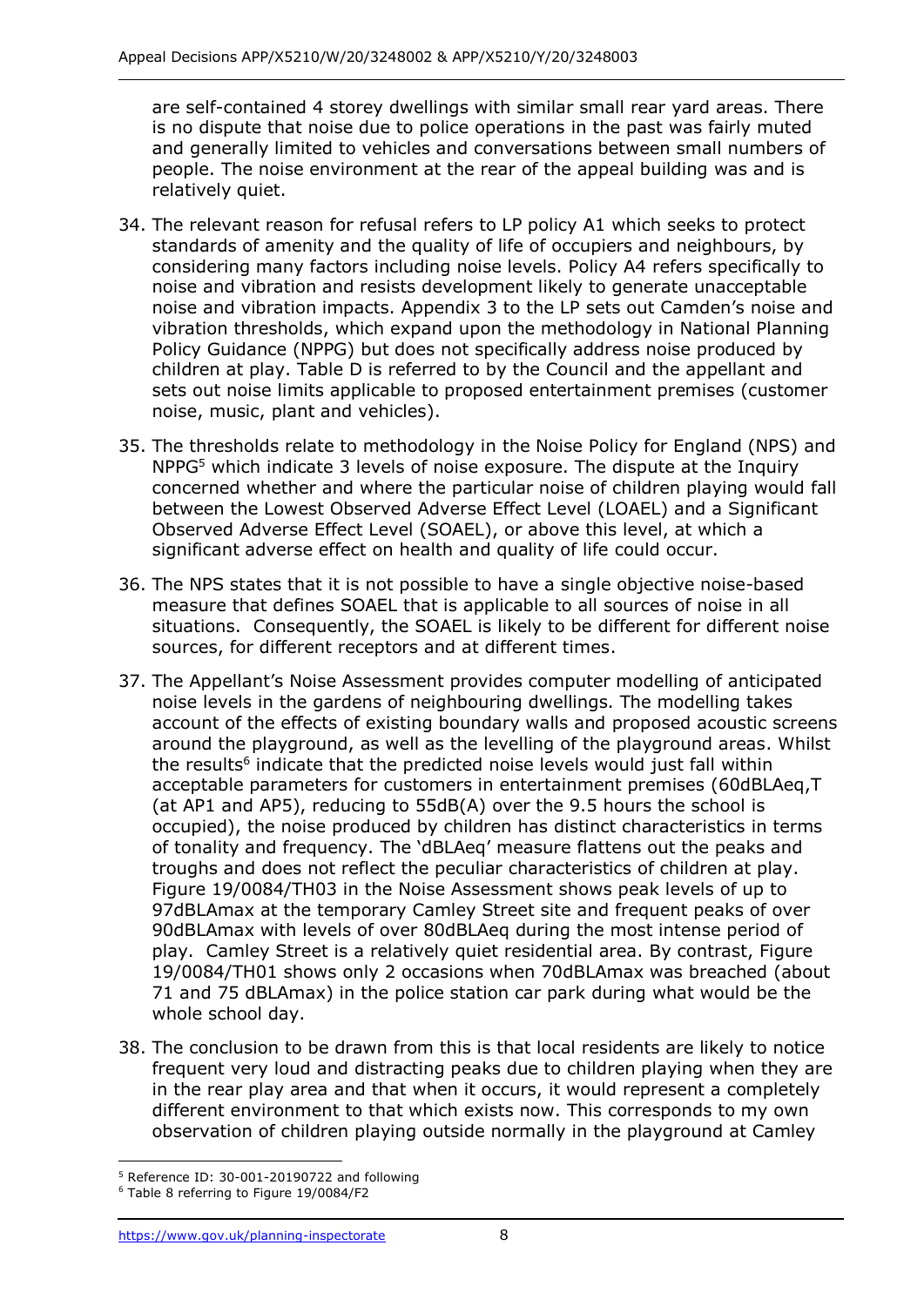are self-contained 4 storey dwellings with similar small rear yard areas. There is no dispute that noise due to police operations in the past was fairly muted and generally limited to vehicles and conversations between small numbers of people. The noise environment at the rear of the appeal building was and is relatively quiet.

34. The relevant reason for refusal refers to LP policy A1 which seeks to protect standards of amenity and the quality of life of occupiers and neighbours, by considering many factors including noise levels. Policy A4 refers specifically to noise and vibration and resists development likely to generate unacceptable noise and vibration impacts. Appendix 3 to the LP sets out Camden's noise and vibration thresholds, which expand upon the methodology in National Planning Policy Guidance (NPPG) but does not specifically address noise produced by children at play. Table D is referred to by the Council and the appellant and sets out noise limits applicable to proposed entertainment premises (customer noise, music, plant and vehicles).

35. The thresholds relate to methodology in the Noise Policy for England (NPS) and NPPG[5] which indicate 3 levels of noise exposure. The dispute at the Inquiry concerned whether and where the particular noise of children playing would fall between the Lowest Observed Adverse Effect Level (LOAEL) and a Significant Observed Adverse Effect Level (SOAEL), or above this level, at which a significant adverse effect on health and quality of life could occur.

36. The NPS states that it is not possible to have a single objective noise-based measure that defines SOAEL that is applicable to all sources of noise in all situations. Consequently, the SOAEL is likely to be different for different noise sources, for different receptors and at different times.

37. The Appellant's Noise Assessment provides computer modelling of anticipated noise levels in the gardens of neighbouring dwellings. The modelling takes account of the effects of existing boundary walls and proposed acoustic screens around the playground, as well as the levelling of the playground areas. Whilst the results[6] indicate that the predicted noise levels would just fall within acceptable parameters for customers in entertainment premises (60dBLAeq,T (at AP1 and AP5), reducing to 55dB(A) over the 9.5 hours the school is occupied), the noise produced by children has distinct characteristics in terms of tonality and frequency. The 'dBLAeq' measure flattens out the peaks and troughs and does not reflect the peculiar characteristics of children at play. Figure 19/0084/TH03 in the Noise Assessment shows peak levels of up to 97dBLAmax at the temporary Camley Street site and frequent peaks of over 90dBLAmax with levels of over 80dBLAeq during the most intense period of play. Camley Street is a relatively quiet residential area. By contrast, Figure 19/0084/TH01 shows only 2 occasions when 70dBLAmax was breached (about 71 and 75 dBLAmax) in the police station car park during what would be the whole school day.

38. The conclusion to be drawn from this is that local residents are likely to notice frequent very loud and distracting peaks due to children playing when they are in the rear play area and that when it occurs, it would represent a completely different environment to that which exists now. This corresponds to my own observation of children playing outside normally in the playground at Camley

[5] Reference ID: 30-001-20190722 and following

[6] Table 8 referring to Figure 19/0084/F2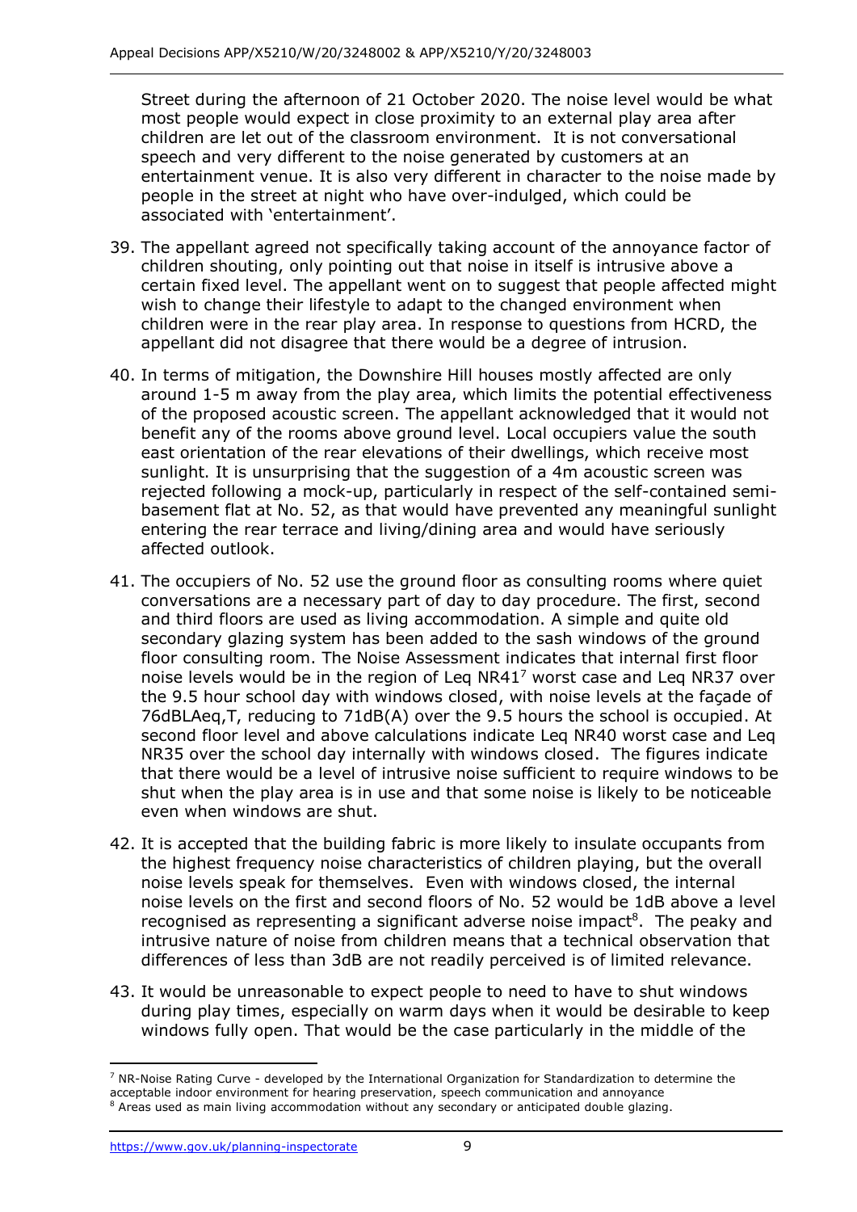Street during the afternoon of 21 October 2020. The noise level would be what most people would expect in close proximity to an external play area after children are let out of the classroom environment. It is not conversational speech and very different to the noise generated by customers at an entertainment venue. It is also very different in character to the noise made by people in the street at night who have over-indulged, which could be associated with 'entertainment'.

39. The appellant agreed not specifically taking account of the annoyance factor of children shouting, only pointing out that noise in itself is intrusive above a certain fixed level. The appellant went on to suggest that people affected might wish to change their lifestyle to adapt to the changed environment when children were in the rear play area. In response to questions from HCRD, the appellant did not disagree that there would be a degree of intrusion.

40. In terms of mitigation, the Downshire Hill houses mostly affected are only around 1-5 m away from the play area, which limits the potential effectiveness of the proposed acoustic screen. The appellant acknowledged that it would not benefit any of the rooms above ground level. Local occupiers value the south east orientation of the rear elevations of their dwellings, which receive most sunlight. It is unsurprising that the suggestion of a 4m acoustic screen was rejected following a mock-up, particularly in respect of the self-contained semi-basement flat at No. 52, as that would have prevented any meaningful sunlight entering the rear terrace and living/dining area and would have seriously affected outlook.

41. The occupiers of No. 52 use the ground floor as consulting rooms where quiet conversations are a necessary part of day to day procedure. The first, second and third floors are used as living accommodation. A simple and quite old secondary glazing system has been added to the sash windows of the ground floor consulting room. The Noise Assessment indicates that internal first floor noise levels would be in the region of Leq NR41[7] worst case and Leq NR37 over the 9.5 hour school day with windows closed, with noise levels at the façade of 76dBLAeq,T, reducing to 71dB(A) over the 9.5 hours the school is occupied. At second floor level and above calculations indicate Leq NR40 worst case and Leq NR35 over the school day internally with windows closed. The figures indicate that there would be a level of intrusive noise sufficient to require windows to be shut when the play area is in use and that some noise is likely to be noticeable even when windows are shut.

42. It is accepted that the building fabric is more likely to insulate occupants from the highest frequency noise characteristics of children playing, but the overall noise levels speak for themselves. Even with windows closed, the internal noise levels on the first and second floors of No. 52 would be 1dB above a level recognised as representing a significant adverse noise impact[8]. The peaky and intrusive nature of noise from children means that a technical observation that differences of less than 3dB are not readily perceived is of limited relevance.

43. It would be unreasonable to expect people to need to have to shut windows during play times, especially on warm days when it would be desirable to keep windows fully open. That would be the case particularly in the middle of the

---

[7] NR-Noise Rating Curve - developed by the International Organization for Standardization to determine the acceptable indoor environment for hearing preservation, speech communication and annoyance

[8] Areas used as main living accommodation without any secondary or anticipated double glazing.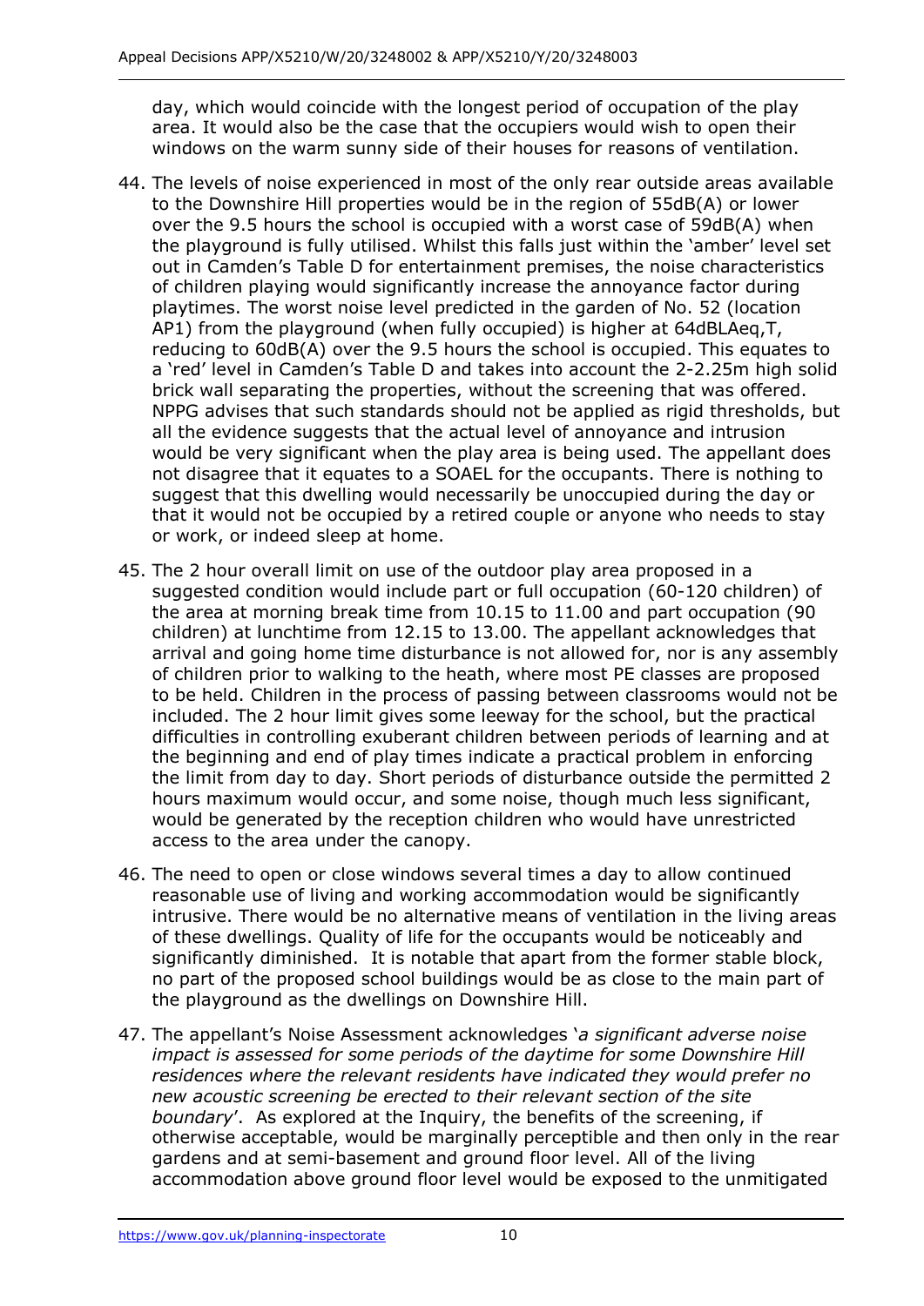day, which would coincide with the longest period of occupation of the play area. It would also be the case that the occupiers would wish to open their windows on the warm sunny side of their houses for reasons of ventilation.

44. The levels of noise experienced in most of the only rear outside areas available to the Downshire Hill properties would be in the region of 55dB(A) or lower over the 9.5 hours the school is occupied with a worst case of 59dB(A) when the playground is fully utilised. Whilst this falls just within the 'amber' level set out in Camden's Table D for entertainment premises, the noise characteristics of children playing would significantly increase the annoyance factor during playtimes. The worst noise level predicted in the garden of No. 52 (location AP1) from the playground (when fully occupied) is higher at 64dBLAeq,T, reducing to 60dB(A) over the 9.5 hours the school is occupied. This equates to a 'red' level in Camden's Table D and takes into account the 2-2.25m high solid brick wall separating the properties, without the screening that was offered. NPPG advises that such standards should not be applied as rigid thresholds, but all the evidence suggests that the actual level of annoyance and intrusion would be very significant when the play area is being used. The appellant does not disagree that it equates to a SOAEL for the occupants. There is nothing to suggest that this dwelling would necessarily be unoccupied during the day or that it would not be occupied by a retired couple or anyone who needs to stay or work, or indeed sleep at home.

45. The 2 hour overall limit on use of the outdoor play area proposed in a suggested condition would include part or full occupation (60-120 children) of the area at morning break time from 10.15 to 11.00 and part occupation (90 children) at lunchtime from 12.15 to 13.00. The appellant acknowledges that arrival and going home time disturbance is not allowed for, nor is any assembly of children prior to walking to the heath, where most PE classes are proposed to be held. Children in the process of passing between classrooms would not be included. The 2 hour limit gives some leeway for the school, but the practical difficulties in controlling exuberant children between periods of learning and at the beginning and end of play times indicate a practical problem in enforcing the limit from day to day. Short periods of disturbance outside the permitted 2 hours maximum would occur, and some noise, though much less significant, would be generated by the reception children who would have unrestricted access to the area under the canopy.

46. The need to open or close windows several times a day to allow continued reasonable use of living and working accommodation would be significantly intrusive. There would be no alternative means of ventilation in the living areas of these dwellings. Quality of life for the occupants would be noticeably and significantly diminished. It is notable that apart from the former stable block, no part of the proposed school buildings would be as close to the main part of the playground as the dwellings on Downshire Hill.

47. The appellant's Noise Assessment acknowledges '*a significant adverse noise impact is assessed for some periods of the daytime for some Downshire Hill residences where the relevant residents have indicated they would prefer no new acoustic screening be erected to their relevant section of the site boundary*'. As explored at the Inquiry, the benefits of the screening, if otherwise acceptable, would be marginally perceptible and then only in the rear gardens and at semi-basement and ground floor level. All of the living accommodation above ground floor level would be exposed to the unmitigated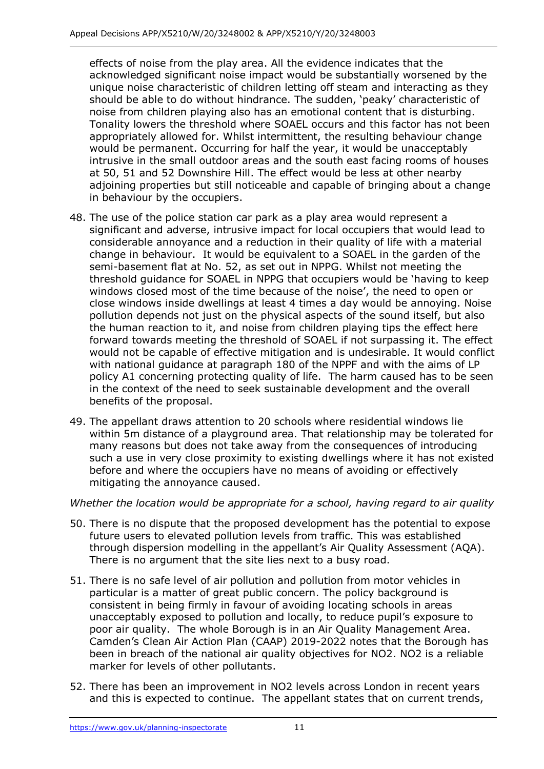effects of noise from the play area. All the evidence indicates that the acknowledged significant noise impact would be substantially worsened by the unique noise characteristic of children letting off steam and interacting as they should be able to do without hindrance. The sudden, 'peaky' characteristic of noise from children playing also has an emotional content that is disturbing. Tonality lowers the threshold where SOAEL occurs and this factor has not been appropriately allowed for. Whilst intermittent, the resulting behaviour change would be permanent. Occurring for half the year, it would be unacceptably intrusive in the small outdoor areas and the south east facing rooms of houses at 50, 51 and 52 Downshire Hill. The effect would be less at other nearby adjoining properties but still noticeable and capable of bringing about a change in behaviour by the occupiers.

48. The use of the police station car park as a play area would represent a significant and adverse, intrusive impact for local occupiers that would lead to considerable annoyance and a reduction in their quality of life with a material change in behaviour. It would be equivalent to a SOAEL in the garden of the semi-basement flat at No. 52, as set out in NPPG. Whilst not meeting the threshold guidance for SOAEL in NPPG that occupiers would be 'having to keep windows closed most of the time because of the noise', the need to open or close windows inside dwellings at least 4 times a day would be annoying. Noise pollution depends not just on the physical aspects of the sound itself, but also the human reaction to it, and noise from children playing tips the effect here forward towards meeting the threshold of SOAEL if not surpassing it. The effect would not be capable of effective mitigation and is undesirable. It would conflict with national guidance at paragraph 180 of the NPPF and with the aims of LP policy A1 concerning protecting quality of life. The harm caused has to be seen in the context of the need to seek sustainable development and the overall benefits of the proposal.

49. The appellant draws attention to 20 schools where residential windows lie within 5m distance of a playground area. That relationship may be tolerated for many reasons but does not take away from the consequences of introducing such a use in very close proximity to existing dwellings where it has not existed before and where the occupiers have no means of avoiding or effectively mitigating the annoyance caused.

*Whether the location would be appropriate for a school, having regard to air quality*

50. There is no dispute that the proposed development has the potential to expose future users to elevated pollution levels from traffic. This was established through dispersion modelling in the appellant's Air Quality Assessment (AQA). There is no argument that the site lies next to a busy road.

51. There is no safe level of air pollution and pollution from motor vehicles in particular is a matter of great public concern. The policy background is consistent in being firmly in favour of avoiding locating schools in areas unacceptably exposed to pollution and locally, to reduce pupil's exposure to poor air quality. The whole Borough is in an Air Quality Management Area. Camden's Clean Air Action Plan (CAAP) 2019-2022 notes that the Borough has been in breach of the national air quality objectives for $NO_2$. $NO_2$ is a reliable marker for levels of other pollutants.

52. There has been an improvement in $NO_2$ levels across London in recent years and this is expected to continue. The appellant states that on current trends,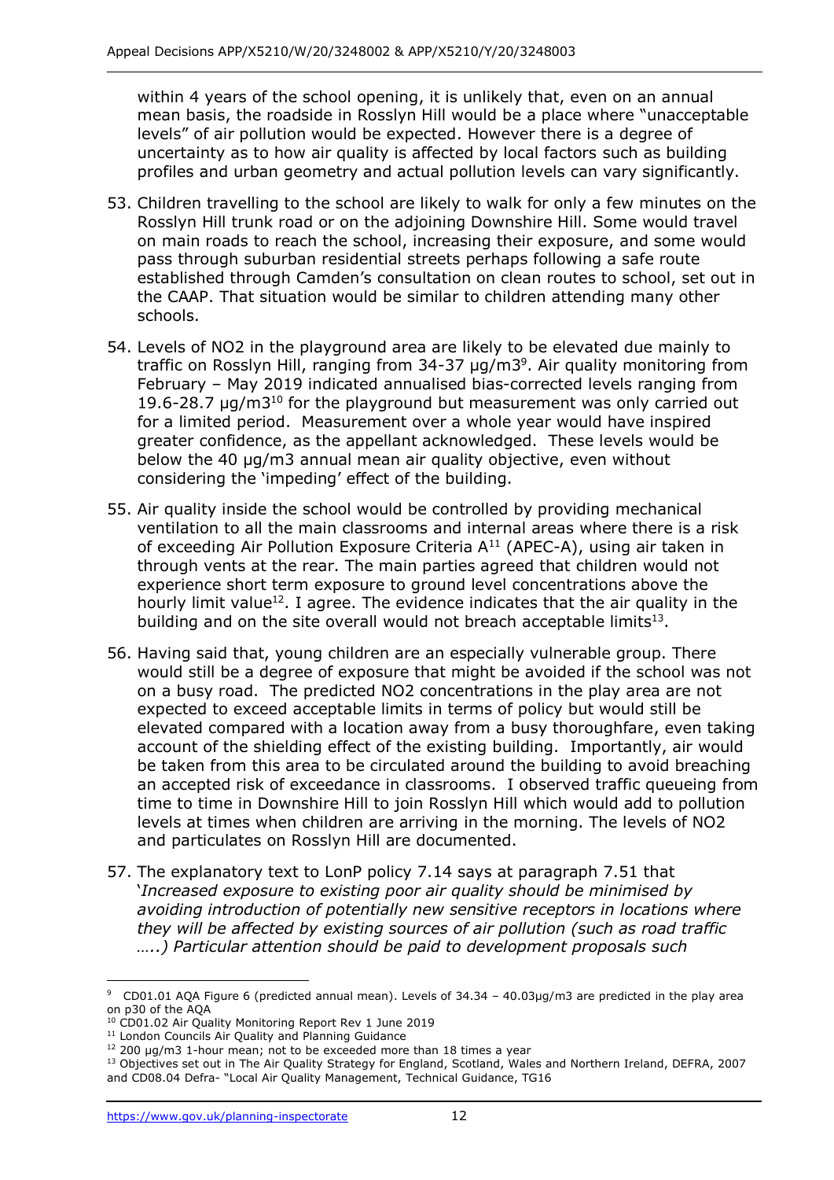within 4 years of the school opening, it is unlikely that, even on an annual mean basis, the roadside in Rosslyn Hill would be a place where "unacceptable levels" of air pollution would be expected. However there is a degree of uncertainty as to how air quality is affected by local factors such as building profiles and urban geometry and actual pollution levels can vary significantly.

53. Children travelling to the school are likely to walk for only a few minutes on the Rosslyn Hill trunk road or on the adjoining Downshire Hill. Some would travel on main roads to reach the school, increasing their exposure, and some would pass through suburban residential streets perhaps following a safe route established through Camden's consultation on clean routes to school, set out in the CAAP. That situation would be similar to children attending many other schools.

54. Levels of $NO_2$ in the playground area are likely to be elevated due mainly to traffic on Rosslyn Hill, ranging from 34-37 μg/m3[9]. Air quality monitoring from February – May 2019 indicated annualised bias-corrected levels ranging from 19.6-28.7 μg/m3[10] for the playground but measurement was only carried out for a limited period. Measurement over a whole year would have inspired greater confidence, as the appellant acknowledged. These levels would be below the 40 μg/m3 annual mean air quality objective, even without considering the 'impeding' effect of the building.

55. Air quality inside the school would be controlled by providing mechanical ventilation to all the main classrooms and internal areas where there is a risk of exceeding Air Pollution Exposure Criteria A[11] (APEC-A), using air taken in through vents at the rear. The main parties agreed that children would not experience short term exposure to ground level concentrations above the hourly limit value[12]. I agree. The evidence indicates that the air quality in the building and on the site overall would not breach acceptable limits[13].

56. Having said that, young children are an especially vulnerable group. There would still be a degree of exposure that might be avoided if the school was not on a busy road. The predicted $NO_2$ concentrations in the play area are not expected to exceed acceptable limits in terms of policy but would still be elevated compared with a location away from a busy thoroughfare, even taking account of the shielding effect of the existing building. Importantly, air would be taken from this area to be circulated around the building to avoid breaching an accepted risk of exceedance in classrooms. I observed traffic queueing from time to time in Downshire Hill to join Rosslyn Hill which would add to pollution levels at times when children are arriving in the morning. The levels of $NO_2$ and particulates on Rosslyn Hill are documented.

57. The explanatory text to LonP policy 7.14 says at paragraph 7.51 that '*Increased exposure to existing poor air quality should be minimised by avoiding introduction of potentially new sensitive receptors in locations where they will be affected by existing sources of air pollution (such as road traffic …..) Particular attention should be paid to development proposals such*

---

[9] CD01.01 AQA Figure 6 (predicted annual mean). Levels of 34.34 – 40.03μg/m3 are predicted in the play area on p30 of the AQA

[10] CD01.02 Air Quality Monitoring Report Rev 1 June 2019

[11] London Councils Air Quality and Planning Guidance

[12] 200 μg/m3 1-hour mean; not to be exceeded more than 18 times a year

[13] Objectives set out in The Air Quality Strategy for England, Scotland, Wales and Northern Ireland, DEFRA, 2007 and CD08.04 Defra- "Local Air Quality Management, Technical Guidance, TG16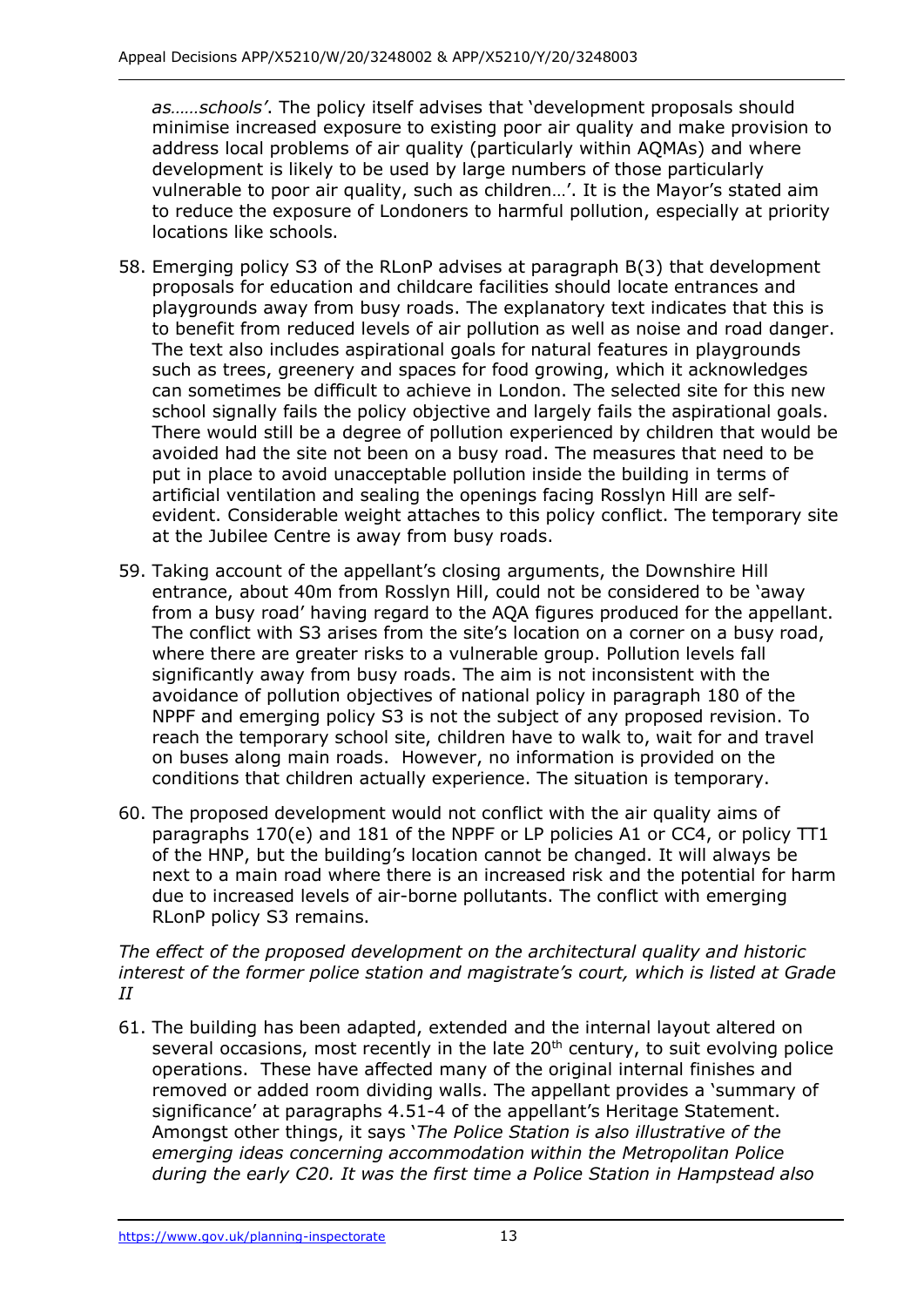*as……schools'*. The policy itself advises that 'development proposals should minimise increased exposure to existing poor air quality and make provision to address local problems of air quality (particularly within AQMAs) and where development is likely to be used by large numbers of those particularly vulnerable to poor air quality, such as children…'. It is the Mayor's stated aim to reduce the exposure of Londoners to harmful pollution, especially at priority locations like schools.

58. Emerging policy S3 of the RLonP advises at paragraph B(3) that development proposals for education and childcare facilities should locate entrances and playgrounds away from busy roads. The explanatory text indicates that this is to benefit from reduced levels of air pollution as well as noise and road danger. The text also includes aspirational goals for natural features in playgrounds such as trees, greenery and spaces for food growing, which it acknowledges can sometimes be difficult to achieve in London. The selected site for this new school signally fails the policy objective and largely fails the aspirational goals. There would still be a degree of pollution experienced by children that would be avoided had the site not been on a busy road. The measures that need to be put in place to avoid unacceptable pollution inside the building in terms of artificial ventilation and sealing the openings facing Rosslyn Hill are self-evident. Considerable weight attaches to this policy conflict. The temporary site at the Jubilee Centre is away from busy roads.

59. Taking account of the appellant's closing arguments, the Downshire Hill entrance, about 40m from Rosslyn Hill, could not be considered to be 'away from a busy road' having regard to the AQA figures produced for the appellant. The conflict with S3 arises from the site's location on a corner on a busy road, where there are greater risks to a vulnerable group. Pollution levels fall significantly away from busy roads. The aim is not inconsistent with the avoidance of pollution objectives of national policy in paragraph 180 of the NPPF and emerging policy S3 is not the subject of any proposed revision. To reach the temporary school site, children have to walk to, wait for and travel on buses along main roads. However, no information is provided on the conditions that children actually experience. The situation is temporary.

60. The proposed development would not conflict with the air quality aims of paragraphs 170(e) and 181 of the NPPF or LP policies A1 or CC4, or policy TT1 of the HNP, but the building's location cannot be changed. It will always be next to a main road where there is an increased risk and the potential for harm due to increased levels of air-borne pollutants. The conflict with emerging RLonP policy S3 remains.

*The effect of the proposed development on the architectural quality and historic interest of the former police station and magistrate's court, which is listed at Grade II*

61. The building has been adapted, extended and the internal layout altered on several occasions, most recently in the late 20th century, to suit evolving police operations. These have affected many of the original internal finishes and removed or added room dividing walls. The appellant provides a 'summary of significance' at paragraphs 4.51-4 of the appellant's Heritage Statement. Amongst other things, it says '*The Police Station is also illustrative of the emerging ideas concerning accommodation within the Metropolitan Police during the early C20. It was the first time a Police Station in Hampstead also*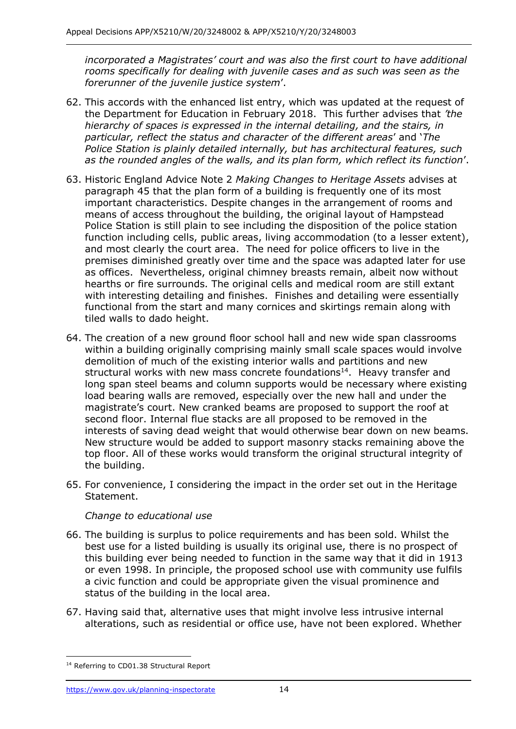*incorporated a Magistrates' court and was also the first court to have additional rooms specifically for dealing with juvenile cases and as such was seen as the forerunner of the juvenile justice system*'.

62. This accords with the enhanced list entry, which was updated at the request of the Department for Education in February 2018. This further advises that *'the hierarchy of spaces is expressed in the internal detailing, and the stairs, in particular, reflect the status and character of the different areas*' and '*The Police Station is plainly detailed internally, but has architectural features, such as the rounded angles of the walls, and its plan form, which reflect its function*'.

63. Historic England Advice Note 2 *Making Changes to Heritage Assets* advises at paragraph 45 that the plan form of a building is frequently one of its most important characteristics. Despite changes in the arrangement of rooms and means of access throughout the building, the original layout of Hampstead Police Station is still plain to see including the disposition of the police station function including cells, public areas, living accommodation (to a lesser extent), and most clearly the court area. The need for police officers to live in the premises diminished greatly over time and the space was adapted later for use as offices. Nevertheless, original chimney breasts remain, albeit now without hearths or fire surrounds. The original cells and medical room are still extant with interesting detailing and finishes. Finishes and detailing were essentially functional from the start and many cornices and skirtings remain along with tiled walls to dado height.

64. The creation of a new ground floor school hall and new wide span classrooms within a building originally comprising mainly small scale spaces would involve demolition of much of the existing interior walls and partitions and new structural works with new mass concrete foundations[14]. Heavy transfer and long span steel beams and column supports would be necessary where existing load bearing walls are removed, especially over the new hall and under the magistrate's court. New cranked beams are proposed to support the roof at second floor. Internal flue stacks are all proposed to be removed in the interests of saving dead weight that would otherwise bear down on new beams. New structure would be added to support masonry stacks remaining above the top floor. All of these works would transform the original structural integrity of the building.

65. For convenience, I considering the impact in the order set out in the Heritage Statement.

*Change to educational use*

66. The building is surplus to police requirements and has been sold. Whilst the best use for a listed building is usually its original use, there is no prospect of this building ever being needed to function in the same way that it did in 1913 or even 1998. In principle, the proposed school use with community use fulfils a civic function and could be appropriate given the visual prominence and status of the building in the local area.

67. Having said that, alternative uses that might involve less intrusive internal alterations, such as residential or office use, have not been explored. Whether

[14] Referring to CD01.38 Structural Report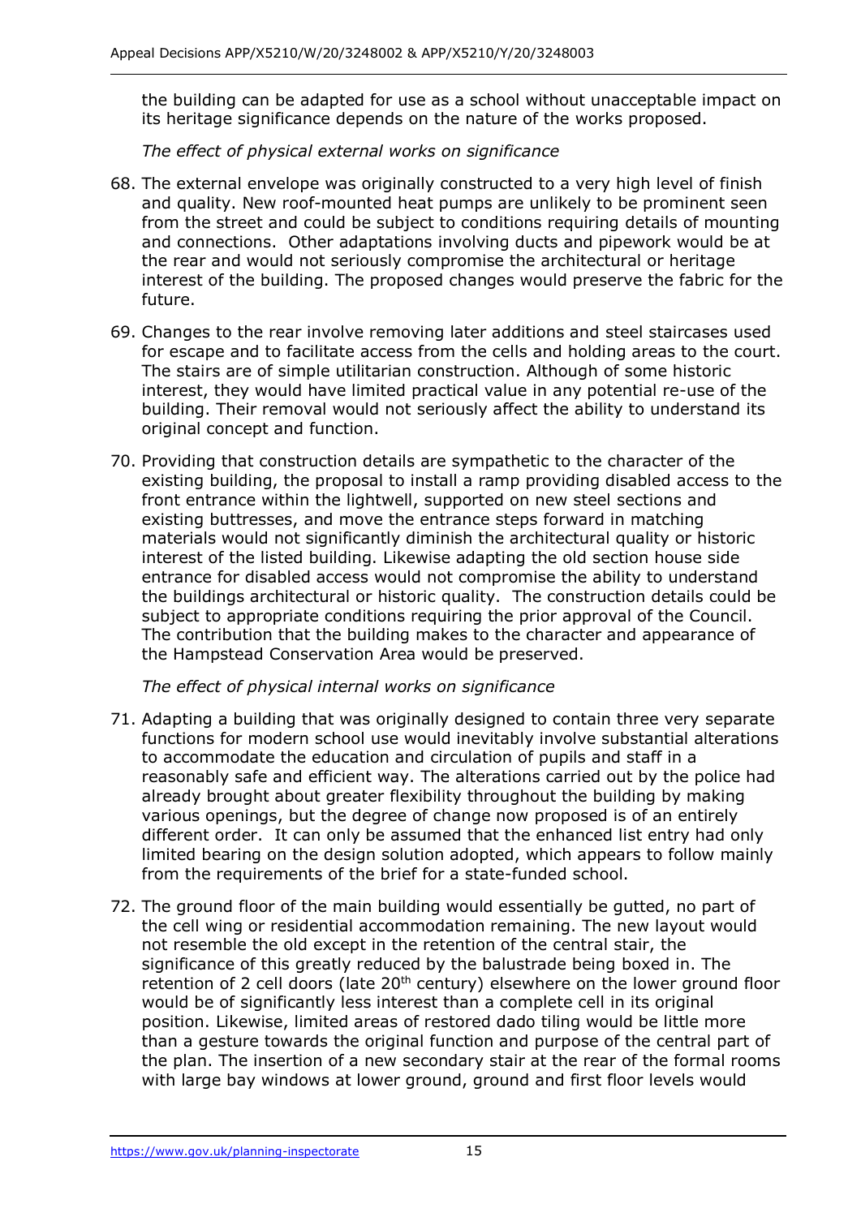the building can be adapted for use as a school without unacceptable impact on its heritage significance depends on the nature of the works proposed.

*The effect of physical external works on significance*

68. The external envelope was originally constructed to a very high level of finish and quality. New roof-mounted heat pumps are unlikely to be prominent seen from the street and could be subject to conditions requiring details of mounting and connections. Other adaptations involving ducts and pipework would be at the rear and would not seriously compromise the architectural or heritage interest of the building. The proposed changes would preserve the fabric for the future.

69. Changes to the rear involve removing later additions and steel staircases used for escape and to facilitate access from the cells and holding areas to the court. The stairs are of simple utilitarian construction. Although of some historic interest, they would have limited practical value in any potential re-use of the building. Their removal would not seriously affect the ability to understand its original concept and function.

70. Providing that construction details are sympathetic to the character of the existing building, the proposal to install a ramp providing disabled access to the front entrance within the lightwell, supported on new steel sections and existing buttresses, and move the entrance steps forward in matching materials would not significantly diminish the architectural quality or historic interest of the listed building. Likewise adapting the old section house side entrance for disabled access would not compromise the ability to understand the buildings architectural or historic quality. The construction details could be subject to appropriate conditions requiring the prior approval of the Council. The contribution that the building makes to the character and appearance of the Hampstead Conservation Area would be preserved.

*The effect of physical internal works on significance*

71. Adapting a building that was originally designed to contain three very separate functions for modern school use would inevitably involve substantial alterations to accommodate the education and circulation of pupils and staff in a reasonably safe and efficient way. The alterations carried out by the police had already brought about greater flexibility throughout the building by making various openings, but the degree of change now proposed is of an entirely different order. It can only be assumed that the enhanced list entry had only limited bearing on the design solution adopted, which appears to follow mainly from the requirements of the brief for a state-funded school.

72. The ground floor of the main building would essentially be gutted, no part of the cell wing or residential accommodation remaining. The new layout would not resemble the old except in the retention of the central stair, the significance of this greatly reduced by the balustrade being boxed in. The retention of 2 cell doors (late 20th century) elsewhere on the lower ground floor would be of significantly less interest than a complete cell in its original position. Likewise, limited areas of restored dado tiling would be little more than a gesture towards the original function and purpose of the central part of the plan. The insertion of a new secondary stair at the rear of the formal rooms with large bay windows at lower ground, ground and first floor levels would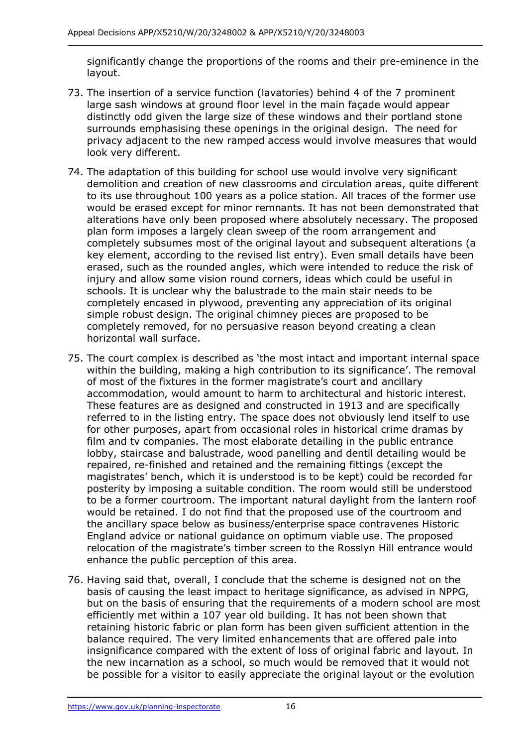significantly change the proportions of the rooms and their pre-eminence in the layout.

73. The insertion of a service function (lavatories) behind 4 of the 7 prominent large sash windows at ground floor level in the main façade would appear distinctly odd given the large size of these windows and their portland stone surrounds emphasising these openings in the original design. The need for privacy adjacent to the new ramped access would involve measures that would look very different.

74. The adaptation of this building for school use would involve very significant demolition and creation of new classrooms and circulation areas, quite different to its use throughout 100 years as a police station. All traces of the former use would be erased except for minor remnants. It has not been demonstrated that alterations have only been proposed where absolutely necessary. The proposed plan form imposes a largely clean sweep of the room arrangement and completely subsumes most of the original layout and subsequent alterations (a key element, according to the revised list entry). Even small details have been erased, such as the rounded angles, which were intended to reduce the risk of injury and allow some vision round corners, ideas which could be useful in schools. It is unclear why the balustrade to the main stair needs to be completely encased in plywood, preventing any appreciation of its original simple robust design. The original chimney pieces are proposed to be completely removed, for no persuasive reason beyond creating a clean horizontal wall surface.

75. The court complex is described as 'the most intact and important internal space within the building, making a high contribution to its significance'. The removal of most of the fixtures in the former magistrate's court and ancillary accommodation, would amount to harm to architectural and historic interest. These features are as designed and constructed in 1913 and are specifically referred to in the listing entry. The space does not obviously lend itself to use for other purposes, apart from occasional roles in historical crime dramas by film and tv companies. The most elaborate detailing in the public entrance lobby, staircase and balustrade, wood panelling and dentil detailing would be repaired, re-finished and retained and the remaining fittings (except the magistrates' bench, which it is understood is to be kept) could be recorded for posterity by imposing a suitable condition. The room would still be understood to be a former courtroom. The important natural daylight from the lantern roof would be retained. I do not find that the proposed use of the courtroom and the ancillary space below as business/enterprise space contravenes Historic England advice or national guidance on optimum viable use. The proposed relocation of the magistrate's timber screen to the Rosslyn Hill entrance would enhance the public perception of this area.

76. Having said that, overall, I conclude that the scheme is designed not on the basis of causing the least impact to heritage significance, as advised in NPPG, but on the basis of ensuring that the requirements of a modern school are most efficiently met within a 107 year old building. It has not been shown that retaining historic fabric or plan form has been given sufficient attention in the balance required. The very limited enhancements that are offered pale into insignificance compared with the extent of loss of original fabric and layout. In the new incarnation as a school, so much would be removed that it would not be possible for a visitor to easily appreciate the original layout or the evolution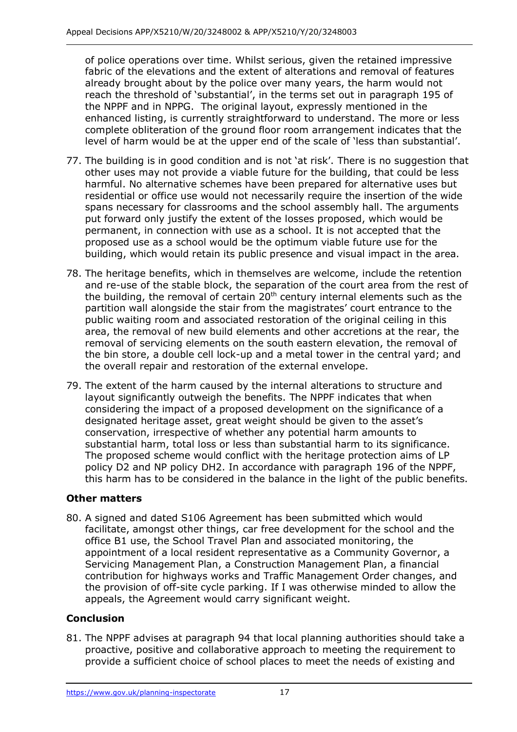of police operations over time. Whilst serious, given the retained impressive fabric of the elevations and the extent of alterations and removal of features already brought about by the police over many years, the harm would not reach the threshold of 'substantial', in the terms set out in paragraph 195 of the NPPF and in NPPG. The original layout, expressly mentioned in the enhanced listing, is currently straightforward to understand. The more or less complete obliteration of the ground floor room arrangement indicates that the level of harm would be at the upper end of the scale of 'less than substantial'.

77. The building is in good condition and is not 'at risk'. There is no suggestion that other uses may not provide a viable future for the building, that could be less harmful. No alternative schemes have been prepared for alternative uses but residential or office use would not necessarily require the insertion of the wide spans necessary for classrooms and the school assembly hall. The arguments put forward only justify the extent of the losses proposed, which would be permanent, in connection with use as a school. It is not accepted that the proposed use as a school would be the optimum viable future use for the building, which would retain its public presence and visual impact in the area.

78. The heritage benefits, which in themselves are welcome, include the retention and re-use of the stable block, the separation of the court area from the rest of the building, the removal of certain 20th century internal elements such as the partition wall alongside the stair from the magistrates' court entrance to the public waiting room and associated restoration of the original ceiling in this area, the removal of new build elements and other accretions at the rear, the removal of servicing elements on the south eastern elevation, the removal of the bin store, a double cell lock-up and a metal tower in the central yard; and the overall repair and restoration of the external envelope.

79. The extent of the harm caused by the internal alterations to structure and layout significantly outweigh the benefits. The NPPF indicates that when considering the impact of a proposed development on the significance of a designated heritage asset, great weight should be given to the asset's conservation, irrespective of whether any potential harm amounts to substantial harm, total loss or less than substantial harm to its significance. The proposed scheme would conflict with the heritage protection aims of LP policy D2 and NP policy DH2. In accordance with paragraph 196 of the NPPF, this harm has to be considered in the balance in the light of the public benefits.

## Other matters

80. A signed and dated S106 Agreement has been submitted which would facilitate, amongst other things, car free development for the school and the office B1 use, the School Travel Plan and associated monitoring, the appointment of a local resident representative as a Community Governor, a Servicing Management Plan, a Construction Management Plan, a financial contribution for highways works and Traffic Management Order changes, and the provision of off-site cycle parking. If I was otherwise minded to allow the appeals, the Agreement would carry significant weight.

## Conclusion

81. The NPPF advises at paragraph 94 that local planning authorities should take a proactive, positive and collaborative approach to meeting the requirement to provide a sufficient choice of school places to meet the needs of existing and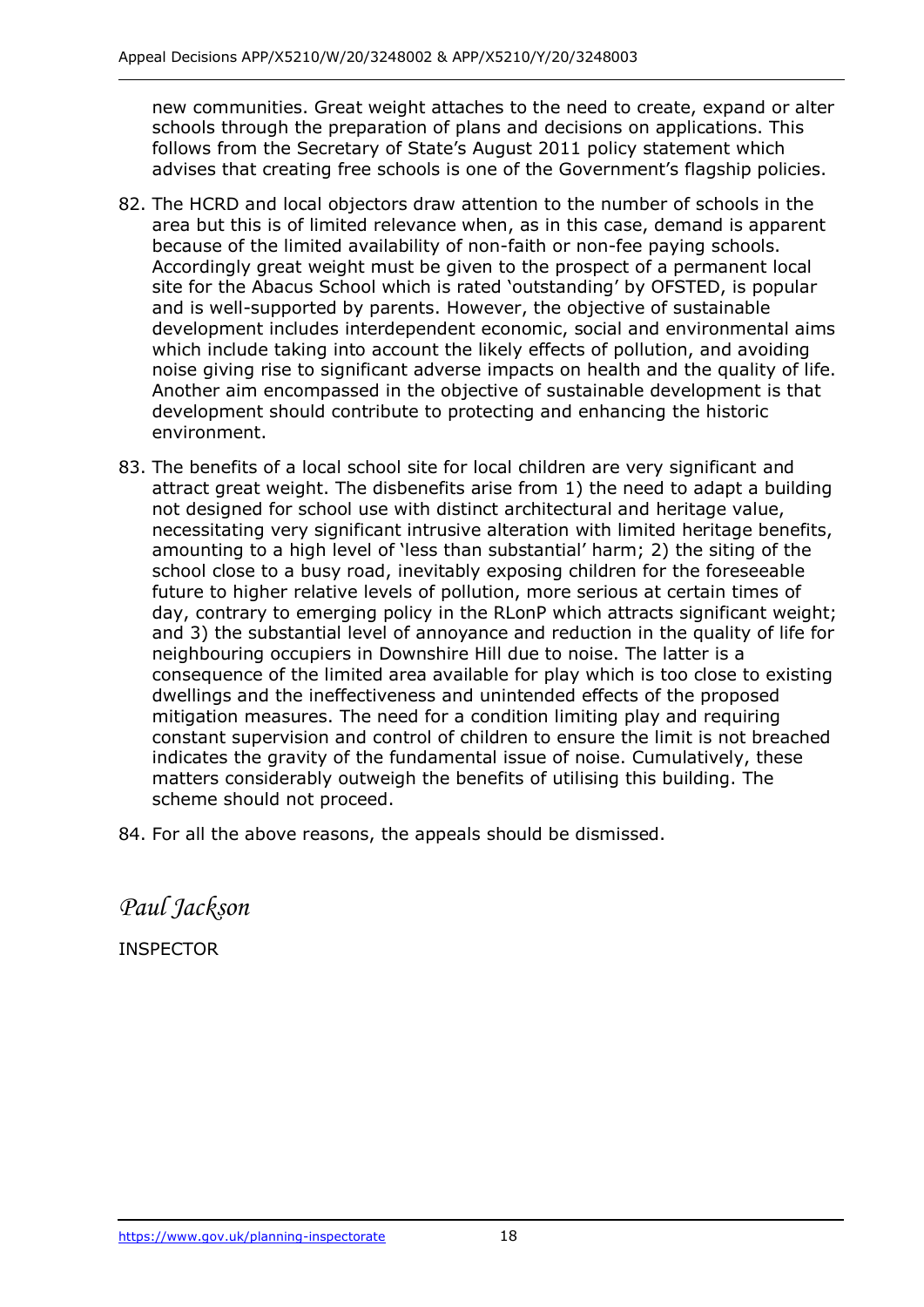new communities. Great weight attaches to the need to create, expand or alter schools through the preparation of plans and decisions on applications. This follows from the Secretary of State's August 2011 policy statement which advises that creating free schools is one of the Government's flagship policies.

82. The HCRD and local objectors draw attention to the number of schools in the area but this is of limited relevance when, as in this case, demand is apparent because of the limited availability of non-faith or non-fee paying schools. Accordingly great weight must be given to the prospect of a permanent local site for the Abacus School which is rated 'outstanding' by OFSTED, is popular and is well-supported by parents. However, the objective of sustainable development includes interdependent economic, social and environmental aims which include taking into account the likely effects of pollution, and avoiding noise giving rise to significant adverse impacts on health and the quality of life. Another aim encompassed in the objective of sustainable development is that development should contribute to protecting and enhancing the historic environment.

83. The benefits of a local school site for local children are very significant and attract great weight. The disbenefits arise from 1) the need to adapt a building not designed for school use with distinct architectural and heritage value, necessitating very significant intrusive alteration with limited heritage benefits, amounting to a high level of 'less than substantial' harm; 2) the siting of the school close to a busy road, inevitably exposing children for the foreseeable future to higher relative levels of pollution, more serious at certain times of day, contrary to emerging policy in the RLonP which attracts significant weight; and 3) the substantial level of annoyance and reduction in the quality of life for neighbouring occupiers in Downshire Hill due to noise. The latter is a consequence of the limited area available for play which is too close to existing dwellings and the ineffectiveness and unintended effects of the proposed mitigation measures. The need for a condition limiting play and requiring constant supervision and control of children to ensure the limit is not breached indicates the gravity of the fundamental issue of noise. Cumulatively, these matters considerably outweigh the benefits of utilising this building. The scheme should not proceed.

84. For all the above reasons, the appeals should be dismissed.

*Paul Jackson*

INSPECTOR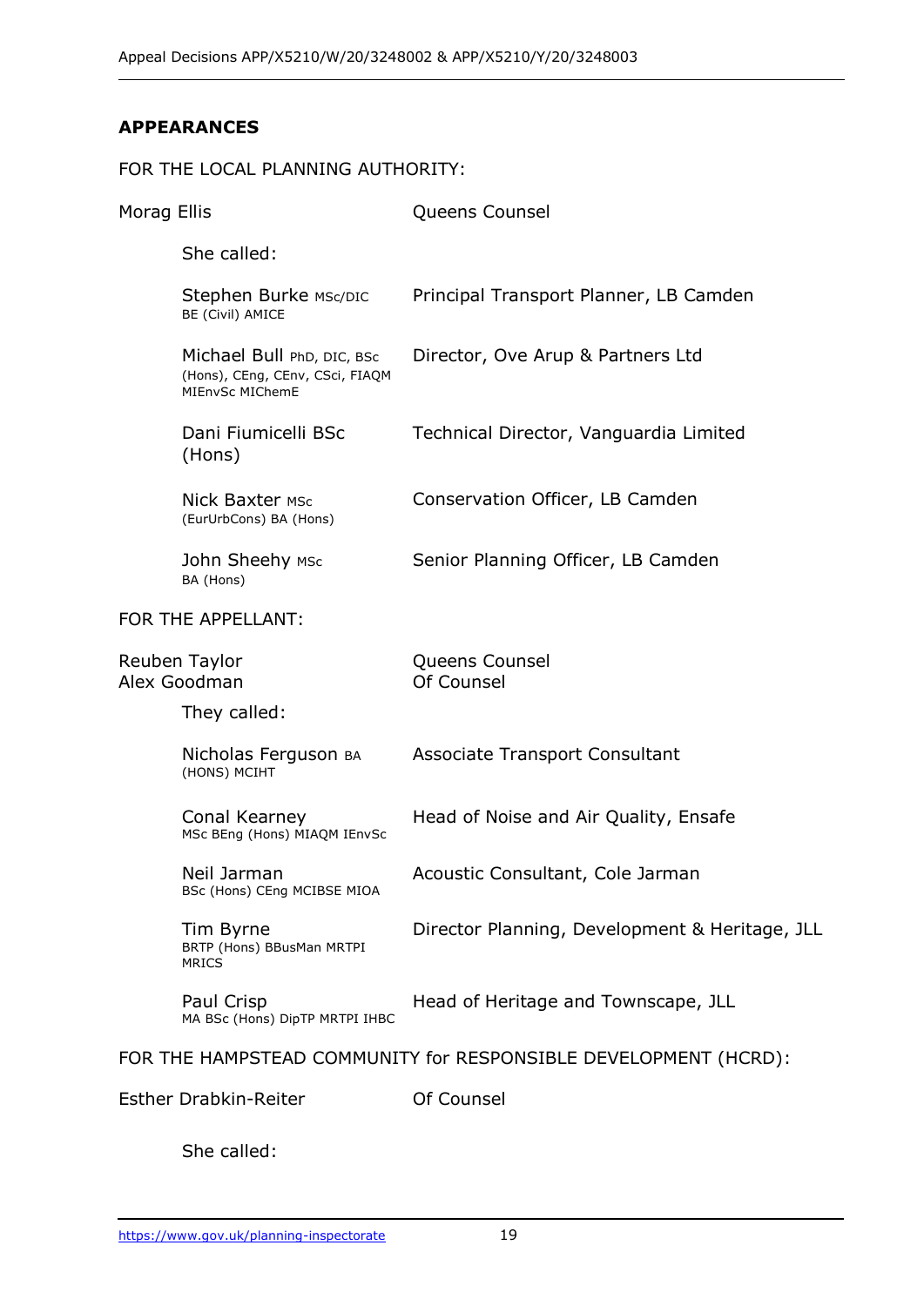## APPEARANCES

FOR THE LOCAL PLANNING AUTHORITY:

| | |
|---|---|
| Morag Ellis | Queens Counsel |
| She called: | |
| Stephen Burke MSc/DIC BE (Civil) AMICE | Principal Transport Planner, LB Camden |
| Michael Bull PhD, DIC, BSc (Hons), CEng, CEnv, CSci, FIAQM MIEnvSc MIChemE | Director, Ove Arup & Partners Ltd |
| Dani Fiumicelli BSc (Hons) | Technical Director, Vanguardia Limited |
| Nick Baxter MSc (EurUrbCons) BA (Hons) | Conservation Officer, LB Camden |
| John Sheehy MSc BA (Hons) | Senior Planning Officer, LB Camden |

FOR THE APPELLANT:

| | |
|---|---|
| Reuben Taylor | Queens Counsel |
| Alex Goodman | Of Counsel |
| They called: | |
| Nicholas Ferguson BA (HONS) MCIHT | Associate Transport Consultant |
| Conal Kearney MSc BEng (Hons) MIAQM IEnvSc | Head of Noise and Air Quality, Ensafe |
| Neil Jarman BSc (Hons) CEng MCIBSE MIOA | Acoustic Consultant, Cole Jarman |
| Tim Byrne BRTP (Hons) BBusMan MRTPI MRICS | Director Planning, Development & Heritage, JLL |
| Paul Crisp MA BSc (Hons) DipTP MRTPI IHBC | Head of Heritage and Townscape, JLL |

FOR THE HAMPSTEAD COMMUNITY for RESPONSIBLE DEVELOPMENT (HCRD):

| | |
|---|---|
| Esther Drabkin-Reiter | Of Counsel |
| She called: | |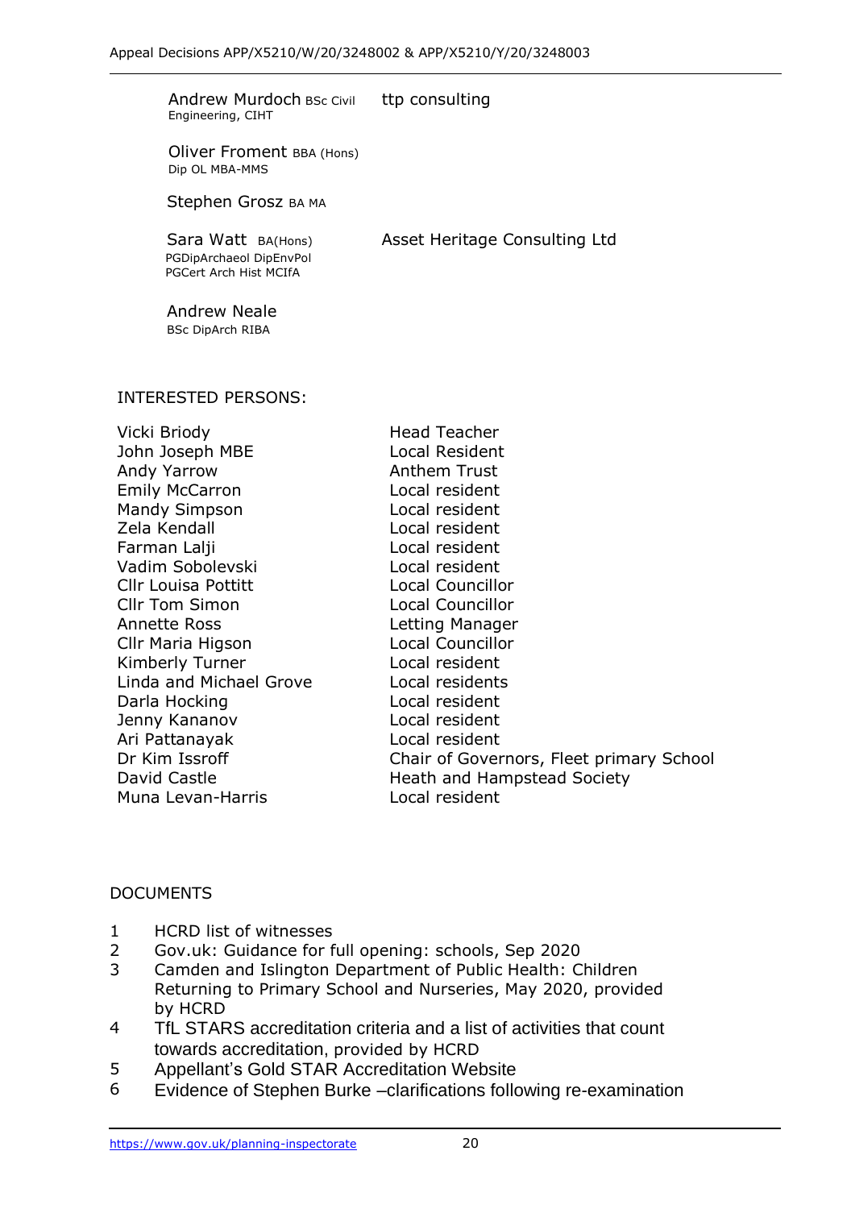| | |
|---|---|
| Andrew Murdoch BSc Civil Engineering, CIHT | ttp consulting |
| Oliver Froment BBA (Hons) Dip OL MBA-MMS | |
| Stephen Grosz BA MA | |
| Sara Watt BA(Hons) PGDipArchaeol DipEnvPol PGCert Arch Hist MCIfA | Asset Heritage Consulting Ltd |
| Andrew Neale BSc DipArch RIBA | |

INTERESTED PERSONS:

| | |
|---|---|
| Vicki Briody | Head Teacher |
| John Joseph MBE | Local Resident |
| Andy Yarrow | Anthem Trust |
| Emily McCarron | Local resident |
| Mandy Simpson | Local resident |
| Zela Kendall | Local resident |
| Farman Lalji | Local resident |
| Vadim Sobolevski | Local resident |
| Cllr Louisa Pottitt | Local Councillor |
| Cllr Tom Simon | Local Councillor |
| Annette Ross | Letting Manager |
| Cllr Maria Higson | Local Councillor |
| Kimberly Turner | Local resident |
| Linda and Michael Grove | Local residents |
| Darla Hocking | Local resident |
| Jenny Kananov | Local resident |
| Ari Pattanayak | Local resident |
| Dr Kim Issroff | Chair of Governors, Fleet primary School |
| David Castle | Heath and Hampstead Society |
| Muna Levan-Harris | Local resident |

DOCUMENTS

1. HCRD list of witnesses
2. Gov.uk: Guidance for full opening: schools, Sep 2020
3. Camden and Islington Department of Public Health: Children Returning to Primary School and Nurseries, May 2020, provided by HCRD
4. TfL STARS accreditation criteria and a list of activities that count towards accreditation, provided by HCRD
5. Appellant's Gold STAR Accreditation Website
6. Evidence of Stephen Burke –clarifications following re-examination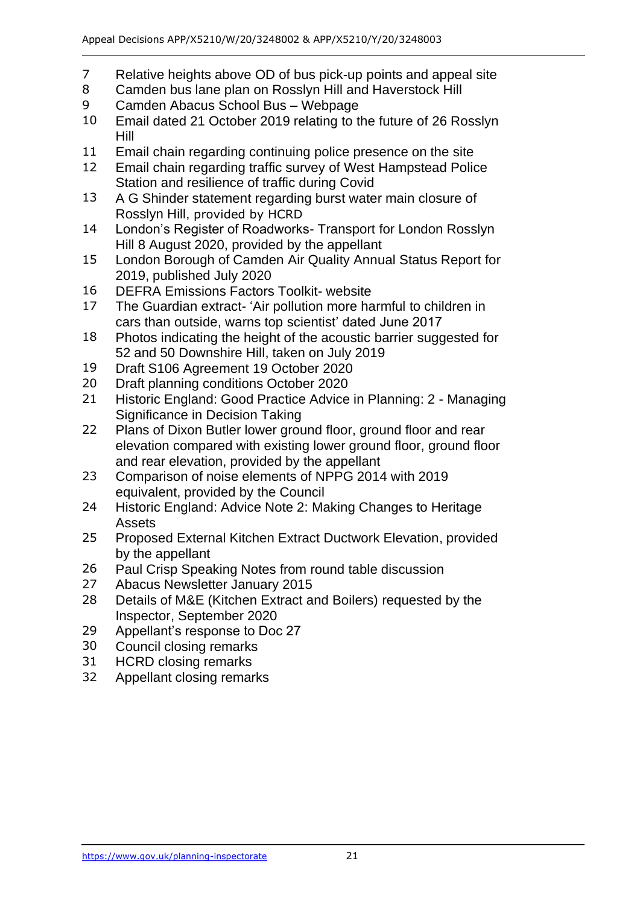7 Relative heights above OD of bus pick-up points and appeal site
8 Camden bus lane plan on Rosslyn Hill and Haverstock Hill
9 Camden Abacus School Bus – Webpage
10 Email dated 21 October 2019 relating to the future of 26 Rosslyn Hill
11 Email chain regarding continuing police presence on the site
12 Email chain regarding traffic survey of West Hampstead Police Station and resilience of traffic during Covid
13 A G Shinder statement regarding burst water main closure of Rosslyn Hill, provided by HCRD
14 London's Register of Roadworks- Transport for London Rosslyn Hill 8 August 2020, provided by the appellant
15 London Borough of Camden Air Quality Annual Status Report for 2019, published July 2020
16 DEFRA Emissions Factors Toolkit- website
17 The Guardian extract- 'Air pollution more harmful to children in cars than outside, warns top scientist' dated June 2017
18 Photos indicating the height of the acoustic barrier suggested for 52 and 50 Downshire Hill, taken on July 2019
19 Draft S106 Agreement 19 October 2020
20 Draft planning conditions October 2020
21 Historic England: Good Practice Advice in Planning: 2 - Managing Significance in Decision Taking
22 Plans of Dixon Butler lower ground floor, ground floor and rear elevation compared with existing lower ground floor, ground floor and rear elevation, provided by the appellant
23 Comparison of noise elements of NPPG 2014 with 2019 equivalent, provided by the Council
24 Historic England: Advice Note 2: Making Changes to Heritage Assets
25 Proposed External Kitchen Extract Ductwork Elevation, provided by the appellant
26 Paul Crisp Speaking Notes from round table discussion
27 Abacus Newsletter January 2015
28 Details of M&E (Kitchen Extract and Boilers) requested by the Inspector, September 2020
29 Appellant's response to Doc 27
30 Council closing remarks
31 HCRD closing remarks
32 Appellant closing remarks